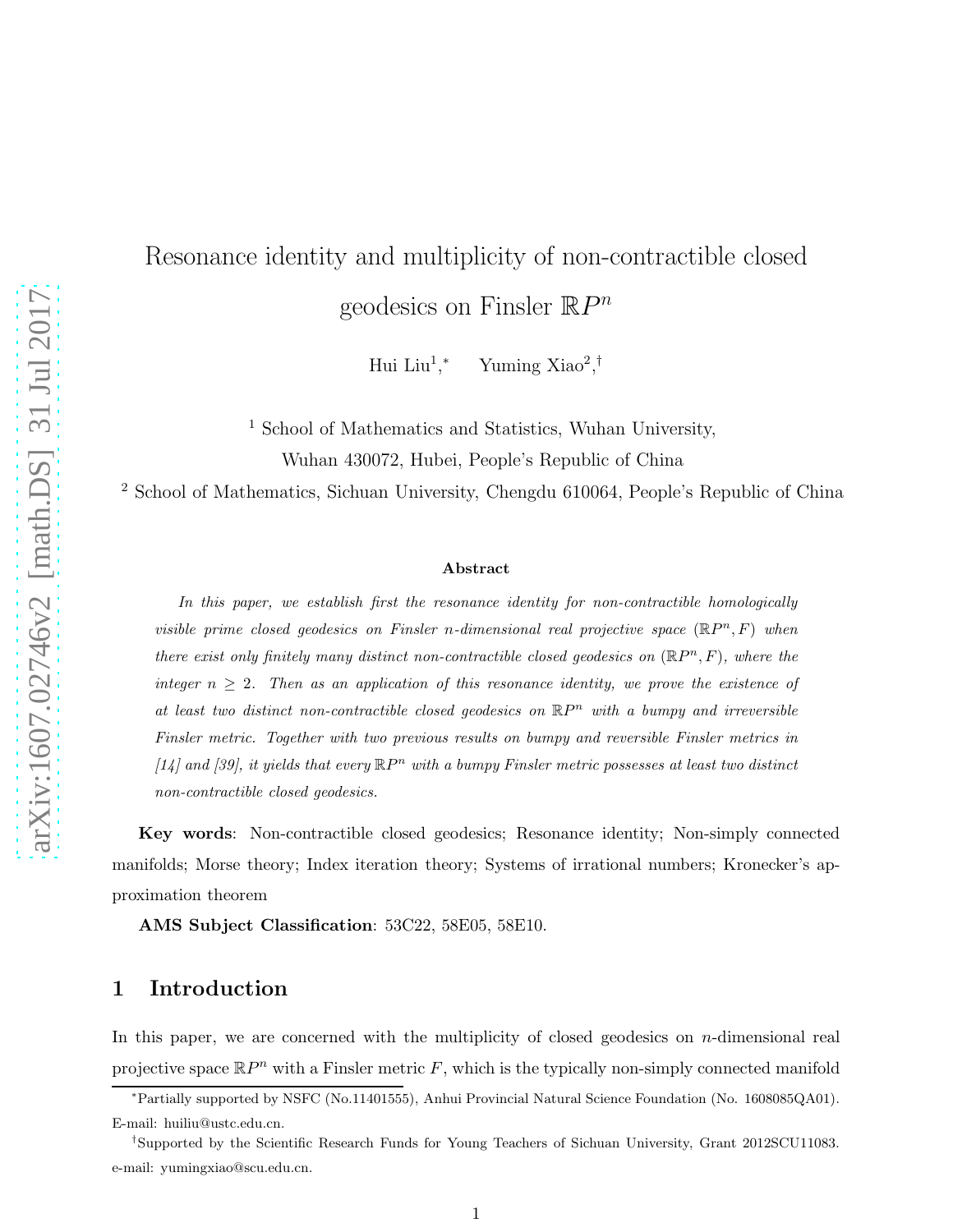# Resonance identity and multiplicity of non-contractible closed geodesics on Finsler $\mathbb{R}P^n$

Hui Liu[1],* Yuming Xiao[2],†

[1] School of Mathematics and Statistics, Wuhan University, Wuhan 430072, Hubei, People's Republic of China

[2] School of Mathematics, Sichuan University, Chengdu 610064, People's Republic of China

### Abstract

*In this paper, we establish first the resonance identity for non-contractible homologically visible prime closed geodesics on Finsler $n$-dimensional real projective space $(\mathbb{R}P^n, F)$ when there exist only finitely many distinct non-contractible closed geodesics on $(\mathbb{R}P^n, F)$, where the integer $n \geq 2$. Then as an application of this resonance identity, we prove the existence of at least two distinct non-contractible closed geodesics on $\mathbb{R}P^n$ with a bumpy and irreversible Finsler metric. Together with two previous results on bumpy and reversible Finsler metrics in [14] and [39], it yields that every $\mathbb{R}P^n$ with a bumpy Finsler metric possesses at least two distinct non-contractible closed geodesics.*

**Key words**: Non-contractible closed geodesics; Resonance identity; Non-simply connected manifolds; Morse theory; Index iteration theory; Systems of irrational numbers; Kronecker's approximation theorem

**AMS Subject Classification**: 53C22, 58E05, 58E10.

## 1 Introduction

In this paper, we are concerned with the multiplicity of closed geodesics on $n$-dimensional real projective space $\mathbb{R}P^n$ with a Finsler metric $F$, which is the typically non-simply connected manifold

*Partially supported by NSFC (No.11401555), Anhui Provincial Natural Science Foundation (No. 1608085QA01). E-mail: huiliu@ustc.edu.cn.

†Supported by the Scientific Research Funds for Young Teachers of Sichuan University, Grant 2012SCU11083. e-mail: yumingxiao@scu.edu.cn.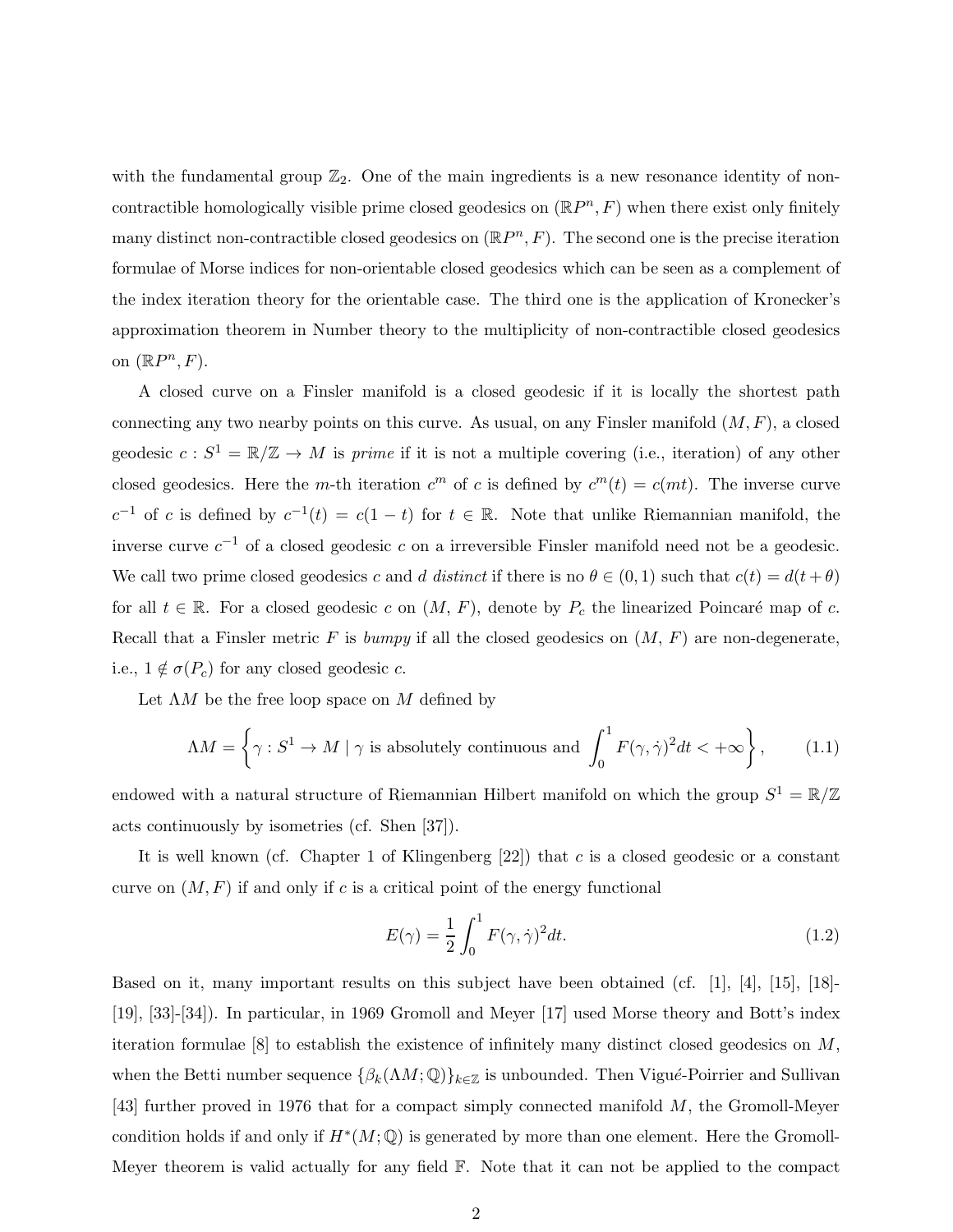with the fundamental group $\mathbb{Z}_2$. One of the main ingredients is a new resonance identity of non-contractible homologically visible prime closed geodesics on $(\mathbb{R}P^n, F)$ when there exist only finitely many distinct non-contractible closed geodesics on $(\mathbb{R}P^n, F)$. The second one is the precise iteration formulae of Morse indices for non-orientable closed geodesics which can be seen as a complement of the index iteration theory for the orientable case. The third one is the application of Kronecker's approximation theorem in Number theory to the multiplicity of non-contractible closed geodesics on $(\mathbb{R}P^n, F)$.

A closed curve on a Finsler manifold is a closed geodesic if it is locally the shortest path connecting any two nearby points on this curve. As usual, on any Finsler manifold $(M, F)$, a closed geodesic $c : S^1 = \mathbb{R}/\mathbb{Z} \to M$ is *prime* if it is not a multiple covering (i.e., iteration) of any other closed geodesics. Here the $m$-th iteration $c^m$ of $c$ is defined by $c^m(t) = c(mt)$. The inverse curve $c^{-1}$ of $c$ is defined by $c^{-1}(t) = c(1-t)$ for $t \in \mathbb{R}$. Note that unlike Riemannian manifold, the inverse curve $c^{-1}$ of a closed geodesic $c$ on a irreversible Finsler manifold need not be a geodesic. We call two prime closed geodesics $c$ and $d$ *distinct* if there is no $\theta \in (0, 1)$ such that $c(t) = d(t + \theta)$ for all $t \in \mathbb{R}$. For a closed geodesic $c$ on $(M, F)$, denote by $P_c$ the linearized Poincaré map of $c$. Recall that a Finsler metric $F$ is *bumpy* if all the closed geodesics on $(M, F)$ are non-degenerate, i.e., $1 \notin \sigma(P_c)$ for any closed geodesic $c$.

Let $\Lambda M$ be the free loop space on $M$ defined by

$$\Lambda M = \left\{ \gamma : S^1 \to M \mid \gamma \text{ is absolutely continuous and } \int_0^1 F(\gamma, \dot{\gamma})^2 dt < +\infty \right\}, \tag{1.1}$$

endowed with a natural structure of Riemannian Hilbert manifold on which the group $S^1 = \mathbb{R}/\mathbb{Z}$ acts continuously by isometries (cf. Shen [37]).

It is well known (cf. Chapter 1 of Klingenberg [22]) that $c$ is a closed geodesic or a constant curve on $(M, F)$ if and only if $c$ is a critical point of the energy functional

$$E(\gamma) = \frac{1}{2} \int_0^1 F(\gamma, \dot{\gamma})^2 dt. \tag{1.2}$$

Based on it, many important results on this subject have been obtained (cf. [1], [4], [15], [18]-[19], [33]-[34]). In particular, in 1969 Gromoll and Meyer [17] used Morse theory and Bott's index iteration formulae [8] to establish the existence of infinitely many distinct closed geodesics on $M$, when the Betti number sequence $\{\beta_k(\Lambda M; \mathbb{Q})\}_{k \in \mathbb{Z}}$ is unbounded. Then Vigué-Poirrier and Sullivan [43] further proved in 1976 that for a compact simply connected manifold $M$, the Gromoll-Meyer condition holds if and only if $H^*(M; \mathbb{Q})$ is generated by more than one element. Here the Gromoll-Meyer theorem is valid actually for any field $\mathbb{F}$. Note that it can not be applied to the compact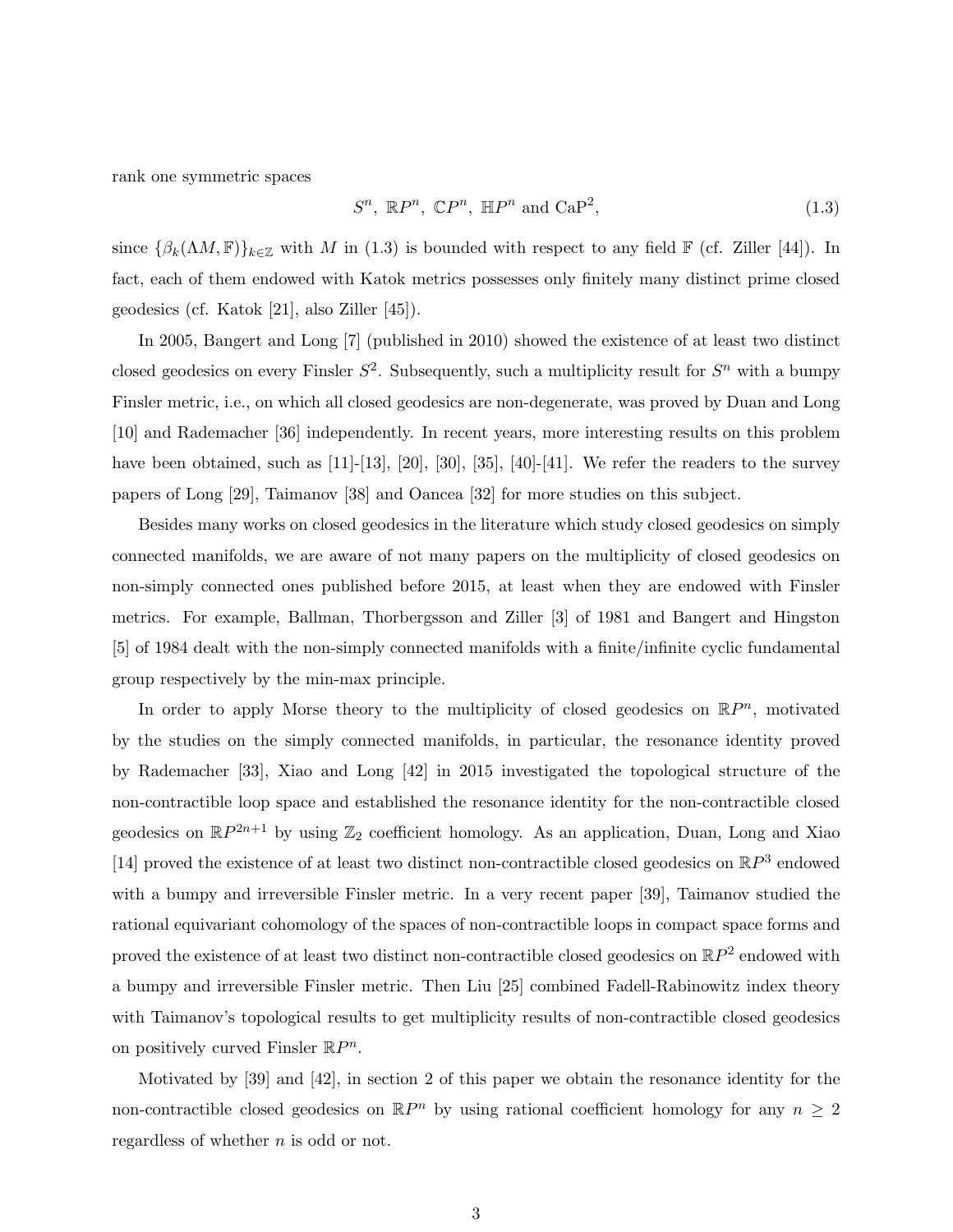rank one symmetric spaces

$$S^n,\ \mathbb{R}P^n,\ \mathbb{C}P^n,\ \mathbb{H}P^n \text{ and } \mathrm{CaP}^2, \tag{1.3}$$

since $\{\beta_k(\Lambda M, \mathbb{F})\}_{k\in\mathbb{Z}}$ with $M$ in (1.3) is bounded with respect to any field $\mathbb{F}$ (cf. Ziller [44]). In fact, each of them endowed with Katok metrics possesses only finitely many distinct prime closed geodesics (cf. Katok [21], also Ziller [45]).

In 2005, Bangert and Long [7] (published in 2010) showed the existence of at least two distinct closed geodesics on every Finsler $S^2$. Subsequently, such a multiplicity result for $S^n$ with a bumpy Finsler metric, i.e., on which all closed geodesics are non-degenerate, was proved by Duan and Long [10] and Rademacher [36] independently. In recent years, more interesting results on this problem have been obtained, such as [11]-[13], [20], [30], [35], [40]-[41]. We refer the readers to the survey papers of Long [29], Taimanov [38] and Oancea [32] for more studies on this subject.

Besides many works on closed geodesics in the literature which study closed geodesics on simply connected manifolds, we are aware of not many papers on the multiplicity of closed geodesics on non-simply connected ones published before 2015, at least when they are endowed with Finsler metrics. For example, Ballman, Thorbergsson and Ziller [3] of 1981 and Bangert and Hingston [5] of 1984 dealt with the non-simply connected manifolds with a finite/infinite cyclic fundamental group respectively by the min-max principle.

In order to apply Morse theory to the multiplicity of closed geodesics on $\mathbb{R}P^n$, motivated by the studies on the simply connected manifolds, in particular, the resonance identity proved by Rademacher [33], Xiao and Long [42] in 2015 investigated the topological structure of the non-contractible loop space and established the resonance identity for the non-contractible closed geodesics on $\mathbb{R}P^{2n+1}$ by using $\mathbb{Z}_2$ coefficient homology. As an application, Duan, Long and Xiao [14] proved the existence of at least two distinct non-contractible closed geodesics on $\mathbb{R}P^3$ endowed with a bumpy and irreversible Finsler metric. In a very recent paper [39], Taimanov studied the rational equivariant cohomology of the spaces of non-contractible loops in compact space forms and proved the existence of at least two distinct non-contractible closed geodesics on $\mathbb{R}P^2$ endowed with a bumpy and irreversible Finsler metric. Then Liu [25] combined Fadell-Rabinowitz index theory with Taimanov's topological results to get multiplicity results of non-contractible closed geodesics on positively curved Finsler $\mathbb{R}P^n$.

Motivated by [39] and [42], in section 2 of this paper we obtain the resonance identity for the non-contractible closed geodesics on $\mathbb{R}P^n$ by using rational coefficient homology for any $n \geq 2$ regardless of whether $n$ is odd or not.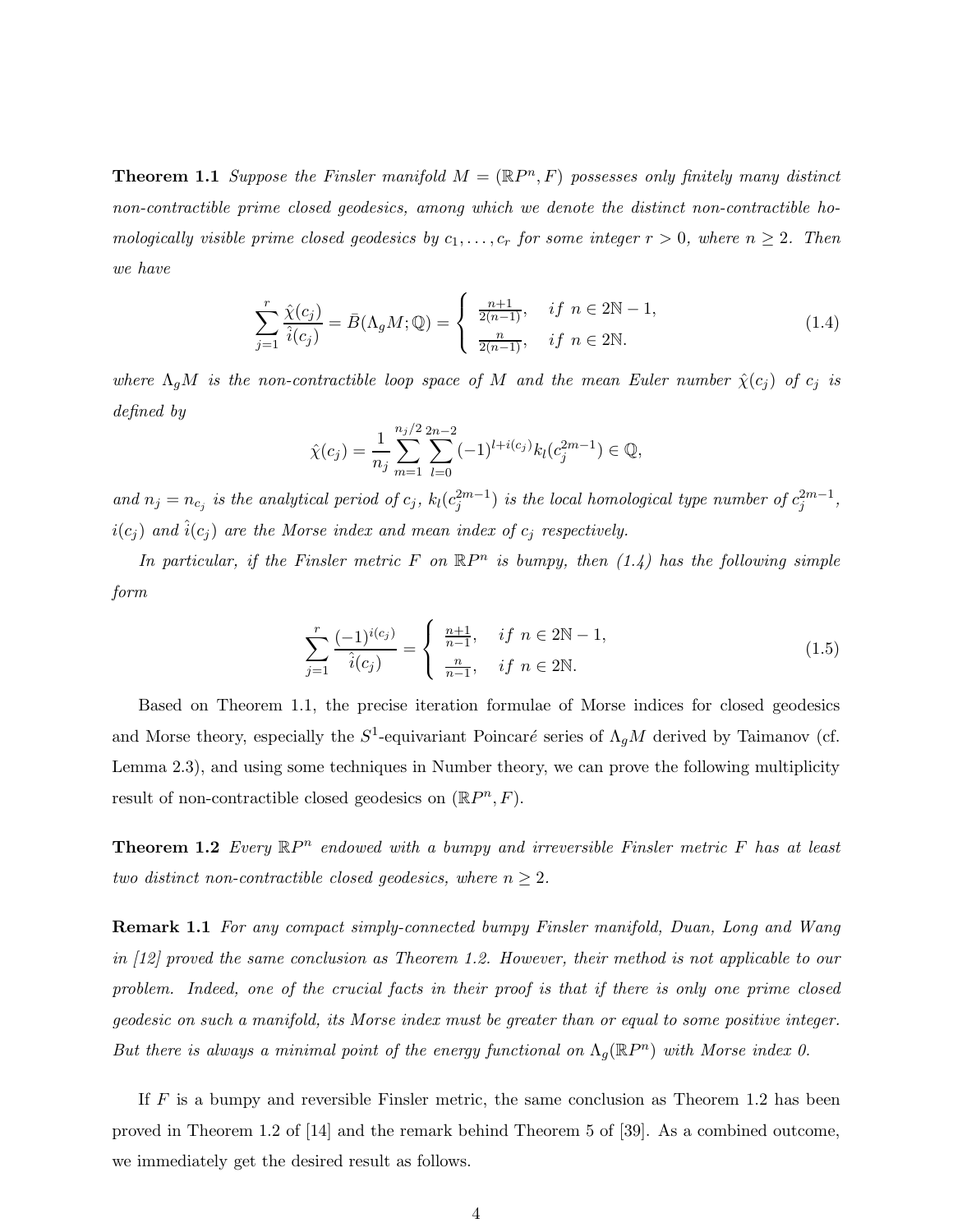**Theorem 1.1** *Suppose the Finsler manifold $M = (\mathbb{R}P^n, F)$ possesses only finitely many distinct non-contractible prime closed geodesics, among which we denote the distinct non-contractible homologically visible prime closed geodesics by $c_1, \ldots, c_r$ for some integer $r > 0$, where $n \geq 2$. Then we have*

$$\sum_{j=1}^{r} \frac{\hat{\chi}(c_j)}{\hat{i}(c_j)} = \bar{B}(\Lambda_g M; \mathbb{Q}) = \begin{cases} \frac{n+1}{2(n-1)}, & if\ n \in 2\mathbb{N}-1, \\ \frac{n}{2(n-1)}, & if\ n \in 2\mathbb{N}. \end{cases} \tag{1.4}$$

*where $\Lambda_g M$ is the non-contractible loop space of $M$ and the mean Euler number $\hat{\chi}(c_j)$ of $c_j$ is defined by*

$$\hat{\chi}(c_j) = \frac{1}{n_j} \sum_{m=1}^{n_j/2} \sum_{l=0}^{2n-2} (-1)^{l+i(c_j)} k_l(c_j^{2m-1}) \in \mathbb{Q},$$

*and $n_j = n_{c_j}$ is the analytical period of $c_j$, $k_l(c_j^{2m-1})$ is the local homological type number of $c_j^{2m-1}$, $i(c_j)$ and $\hat{i}(c_j)$ are the Morse index and mean index of $c_j$ respectively.*

*In particular, if the Finsler metric $F$ on $\mathbb{R}P^n$ is bumpy, then (1.4) has the following simple form*

$$\sum_{j=1}^{r} \frac{(-1)^{i(c_j)}}{\hat{i}(c_j)} = \begin{cases} \frac{n+1}{n-1}, & if\ n \in 2\mathbb{N}-1, \\ \frac{n}{n-1}, & if\ n \in 2\mathbb{N}. \end{cases} \tag{1.5}$$

Based on Theorem 1.1, the precise iteration formulae of Morse indices for closed geodesics and Morse theory, especially the $S^1$-equivariant Poincaré series of $\Lambda_g M$ derived by Taimanov (cf. Lemma 2.3), and using some techniques in Number theory, we can prove the following multiplicity result of non-contractible closed geodesics on $(\mathbb{R}P^n, F)$.

**Theorem 1.2** *Every $\mathbb{R}P^n$ endowed with a bumpy and irreversible Finsler metric $F$ has at least two distinct non-contractible closed geodesics, where $n \geq 2$.*

**Remark 1.1** *For any compact simply-connected bumpy Finsler manifold, Duan, Long and Wang in [12] proved the same conclusion as Theorem 1.2. However, their method is not applicable to our problem. Indeed, one of the crucial facts in their proof is that if there is only one prime closed geodesic on such a manifold, its Morse index must be greater than or equal to some positive integer. But there is always a minimal point of the energy functional on $\Lambda_g(\mathbb{R}P^n)$ with Morse index 0.*

If $F$ is a bumpy and reversible Finsler metric, the same conclusion as Theorem 1.2 has been proved in Theorem 1.2 of [14] and the remark behind Theorem 5 of [39]. As a combined outcome, we immediately get the desired result as follows.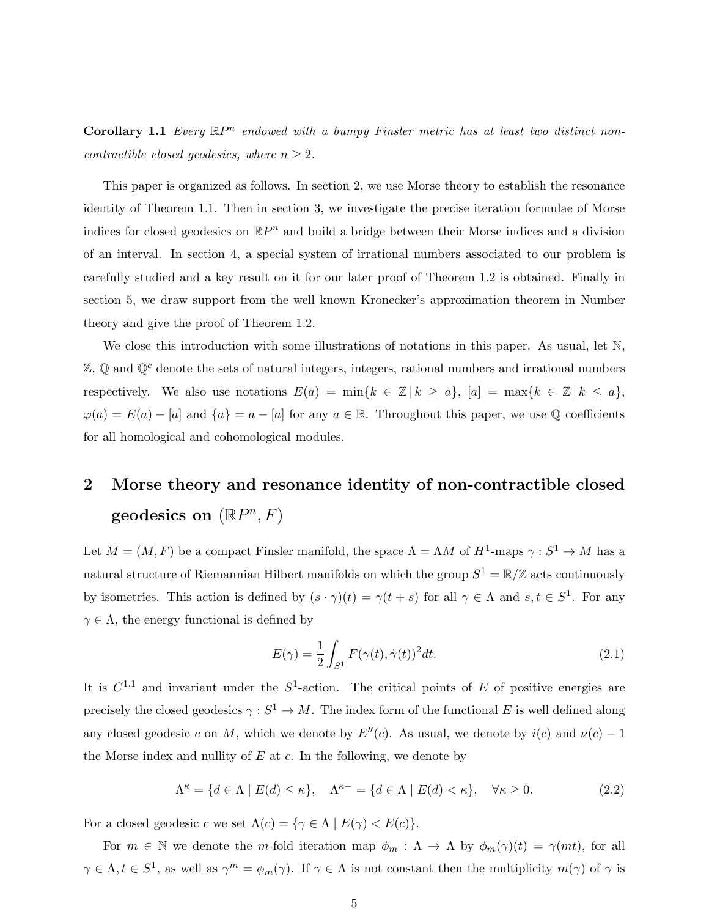**Corollary 1.1** *Every $\mathbb{R}P^n$ endowed with a bumpy Finsler metric has at least two distinct non-contractible closed geodesics, where $n \geq 2$.*

This paper is organized as follows. In section 2, we use Morse theory to establish the resonance identity of Theorem 1.1. Then in section 3, we investigate the precise iteration formulae of Morse indices for closed geodesics on $\mathbb{R}P^n$ and build a bridge between their Morse indices and a division of an interval. In section 4, a special system of irrational numbers associated to our problem is carefully studied and a key result on it for our later proof of Theorem 1.2 is obtained. Finally in section 5, we draw support from the well known Kronecker's approximation theorem in Number theory and give the proof of Theorem 1.2.

We close this introduction with some illustrations of notations in this paper. As usual, let $\mathbb{N}$, $\mathbb{Z}$, $\mathbb{Q}$ and $\mathbb{Q}^c$ denote the sets of natural integers, integers, rational numbers and irrational numbers respectively. We also use notations $E(a) = \min\{k \in \mathbb{Z} \,|\, k \geq a\}$, $[a] = \max\{k \in \mathbb{Z} \,|\, k \leq a\}$, $\varphi(a) = E(a) - [a]$ and $\{a\} = a - [a]$ for any $a \in \mathbb{R}$. Throughout this paper, we use $\mathbb{Q}$ coefficients for all homological and cohomological modules.

## 2 Morse theory and resonance identity of non-contractible closed geodesics on $(\mathbb{R}P^n, F)$

Let $M = (M, F)$ be a compact Finsler manifold, the space $\Lambda = \Lambda M$ of $H^1$-maps $\gamma : S^1 \to M$ has a natural structure of Riemannian Hilbert manifolds on which the group $S^1 = \mathbb{R}/\mathbb{Z}$ acts continuously by isometries. This action is defined by $(s \cdot \gamma)(t) = \gamma(t + s)$ for all $\gamma \in \Lambda$ and $s, t \in S^1$. For any $\gamma \in \Lambda$, the energy functional is defined by

$$E(\gamma) = \frac{1}{2}\int_{S^1} F(\gamma(t), \dot{\gamma}(t))^2 dt. \tag{2.1}$$

It is $C^{1,1}$ and invariant under the $S^1$-action. The critical points of $E$ of positive energies are precisely the closed geodesics $\gamma : S^1 \to M$. The index form of the functional $E$ is well defined along any closed geodesic $c$ on $M$, which we denote by $E''(c)$. As usual, we denote by $i(c)$ and $\nu(c) - 1$ the Morse index and nullity of $E$ at $c$. In the following, we denote by

$$\Lambda^\kappa = \{d \in \Lambda \mid E(d) \leq \kappa\}, \quad \Lambda^{\kappa-} = \{d \in \Lambda \mid E(d) < \kappa\}, \quad \forall \kappa \geq 0. \tag{2.2}$$

For a closed geodesic $c$ we set $\Lambda(c) = \{\gamma \in \Lambda \mid E(\gamma) < E(c)\}$.

For $m \in \mathbb{N}$ we denote the $m$-fold iteration map $\phi_m : \Lambda \to \Lambda$ by $\phi_m(\gamma)(t) = \gamma(mt)$, for all $\gamma \in \Lambda, t \in S^1$, as well as $\gamma^m = \phi_m(\gamma)$. If $\gamma \in \Lambda$ is not constant then the multiplicity $m(\gamma)$ of $\gamma$ is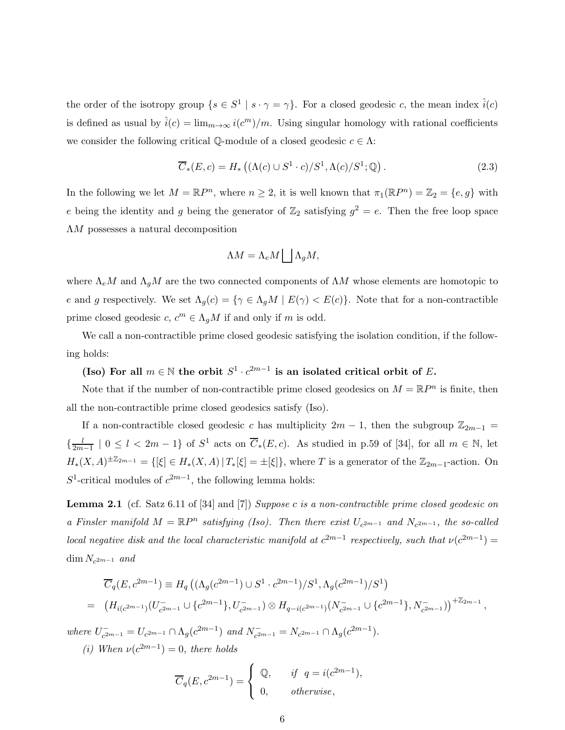the order of the isotropy group $\{s \in S^1 \mid s \cdot \gamma = \gamma\}$. For a closed geodesic $c$, the mean index $\hat{i}(c)$ is defined as usual by $\hat{i}(c) = \lim_{m\to\infty} i(c^m)/m$. Using singular homology with rational coefficients we consider the following critical $\mathbb{Q}$-module of a closed geodesic $c \in \Lambda$:

$$\overline{C}_*(E, c) = H_*\left((\Lambda(c) \cup S^1 \cdot c)/S^1, \Lambda(c)/S^1; \mathbb{Q}\right). \tag{2.3}$$

In the following we let $M = \mathbb{R}P^n$, where $n \geq 2$, it is well known that $\pi_1(\mathbb{R}P^n) = \mathbb{Z}_2 = \{e, g\}$ with $e$ being the identity and $g$ being the generator of $\mathbb{Z}_2$ satisfying $g^2 = e$. Then the free loop space $\Lambda M$ possesses a natural decomposition

$$\Lambda M = \Lambda_e M \bigsqcup \Lambda_g M,$$

where $\Lambda_e M$ and $\Lambda_g M$ are the two connected components of $\Lambda M$ whose elements are homotopic to $e$ and $g$ respectively. We set $\Lambda_g(c) = \{\gamma \in \Lambda_g M \mid E(\gamma) < E(c)\}$. Note that for a non-contractible prime closed geodesic $c$, $c^m \in \Lambda_g M$ if and only if $m$ is odd.

We call a non-contractible prime closed geodesic satisfying the isolation condition, if the following holds:

**(Iso) For all $m \in \mathbb{N}$ the orbit $S^1 \cdot c^{2m-1}$ is an isolated critical orbit of $E$.**

Note that if the number of non-contractible prime closed geodesics on $M = \mathbb{R}P^n$ is finite, then all the non-contractible prime closed geodesics satisfy (Iso).

If a non-contractible closed geodesic $c$ has multiplicity $2m-1$, then the subgroup $\mathbb{Z}_{2m-1} = \{\frac{l}{2m-1} \mid 0 \leq l < 2m-1\}$ of $S^1$ acts on $\overline{C}_*(E, c)$. As studied in p.59 of [34], for all $m \in \mathbb{N}$, let $H_*(X, A)^{\pm\mathbb{Z}_{2m-1}} = \{[\xi] \in H_*(X, A) \,|\, T_*[\xi] = \pm[\xi]\}$, where $T$ is a generator of the $\mathbb{Z}_{2m-1}$-action. On $S^1$-critical modules of $c^{2m-1}$, the following lemma holds:

**Lemma 2.1** (cf. Satz 6.11 of [34] and [7]) *Suppose $c$ is a non-contractible prime closed geodesic on a Finsler manifold $M = \mathbb{R}P^n$ satisfying (Iso). Then there exist $U_{c^{2m-1}}$ and $N_{c^{2m-1}}$, the so-called local negative disk and the local characteristic manifold at $c^{2m-1}$ respectively, such that $\nu(c^{2m-1}) = \dim N_{c^{2m-1}}$ and*

$$\begin{aligned}
&\overline{C}_q(E, c^{2m-1}) \equiv H_q\left((\Lambda_g(c^{2m-1}) \cup S^1 \cdot c^{2m-1})/S^1, \Lambda_g(c^{2m-1})/S^1\right) \\
= \;& \left(H_{i(c^{2m-1})}(U^-_{c^{2m-1}} \cup \{c^{2m-1}\}, U^-_{c^{2m-1}}) \otimes H_{q-i(c^{2m-1})}(N^-_{c^{2m-1}} \cup \{c^{2m-1}\}, N^-_{c^{2m-1}})\right)^{+\mathbb{Z}_{2m-1}},
\end{aligned}$$

*where $U^-_{c^{2m-1}} = U_{c^{2m-1}} \cap \Lambda_g(c^{2m-1})$ and $N^-_{c^{2m-1}} = N_{c^{2m-1}} \cap \Lambda_g(c^{2m-1})$.*

*(i) When $\nu(c^{2m-1}) = 0$, there holds*

$$\overline{C}_q(E, c^{2m-1}) = \begin{cases} \mathbb{Q}, & \text{if } \; q = i(c^{2m-1}), \\ 0, & \text{otherwise}, \end{cases}$$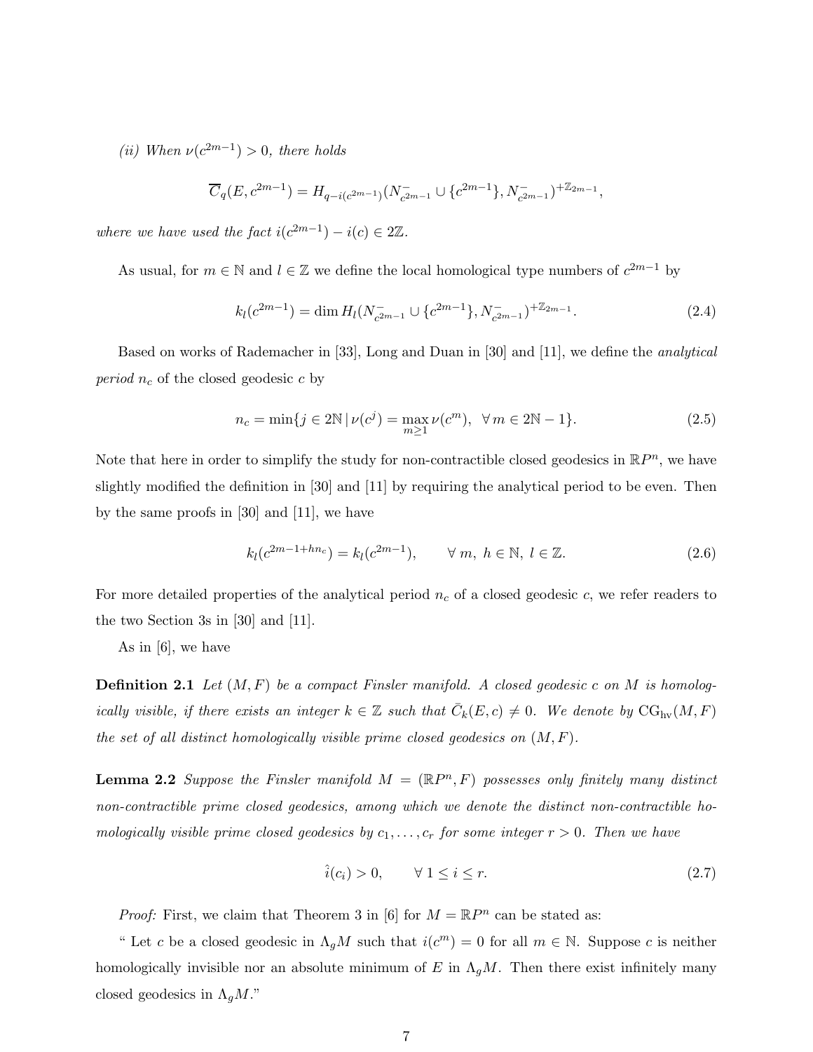*(ii) When $\nu(c^{2m-1}) > 0$, there holds*

$$\overline{C}_q(E, c^{2m-1}) = H_{q-i(c^{2m-1})}(N^-_{c^{2m-1}} \cup \{c^{2m-1}\}, N^-_{c^{2m-1}})^{+\mathbb{Z}_{2m-1}},$$

*where we have used the fact $i(c^{2m-1}) - i(c) \in 2\mathbb{Z}$.*

As usual, for $m \in \mathbb{N}$ and $l \in \mathbb{Z}$ we define the local homological type numbers of $c^{2m-1}$ by

$$k_l(c^{2m-1}) = \dim H_l(N^-_{c^{2m-1}} \cup \{c^{2m-1}\}, N^-_{c^{2m-1}})^{+\mathbb{Z}_{2m-1}}. \tag{2.4}$$

Based on works of Rademacher in [33], Long and Duan in [30] and [11], we define the *analytical period* $n_c$ of the closed geodesic $c$ by

$$n_c = \min\{j \in 2\mathbb{N} \,|\, \nu(c^j) = \max_{m \geq 1} \nu(c^m), \;\; \forall\, m \in 2\mathbb{N} - 1\}. \tag{2.5}$$

Note that here in order to simplify the study for non-contractible closed geodesics in $\mathbb{R}P^n$, we have slightly modified the definition in [30] and [11] by requiring the analytical period to be even. Then by the same proofs in [30] and [11], we have

$$k_l(c^{2m-1+hn_c}) = k_l(c^{2m-1}), \qquad \forall\, m,\; h \in \mathbb{N},\; l \in \mathbb{Z}. \tag{2.6}$$

For more detailed properties of the analytical period $n_c$ of a closed geodesic $c$, we refer readers to the two Section 3s in [30] and [11].

As in [6], we have

**Definition 2.1** *Let $(M, F)$ be a compact Finsler manifold. A closed geodesic $c$ on $M$ is homologically visible, if there exists an integer $k \in \mathbb{Z}$ such that $\bar{C}_k(E, c) \neq 0$. We denote by $\mathrm{CG}_{\mathrm{hv}}(M, F)$ the set of all distinct homologically visible prime closed geodesics on $(M, F)$.*

**Lemma 2.2** *Suppose the Finsler manifold $M = (\mathbb{R}P^n, F)$ possesses only finitely many distinct non-contractible prime closed geodesics, among which we denote the distinct non-contractible homologically visible prime closed geodesics by $c_1, \ldots, c_r$ for some integer $r > 0$. Then we have*

$$\hat{i}(c_i) > 0, \qquad \forall\, 1 \leq i \leq r. \tag{2.7}$$

*Proof:* First, we claim that Theorem 3 in [6] for $M = \mathbb{R}P^n$ can be stated as:

" Let $c$ be a closed geodesic in $\Lambda_g M$ such that $i(c^m) = 0$ for all $m \in \mathbb{N}$. Suppose $c$ is neither homologically invisible nor an absolute minimum of $E$ in $\Lambda_g M$. Then there exist infinitely many closed geodesics in $\Lambda_g M$."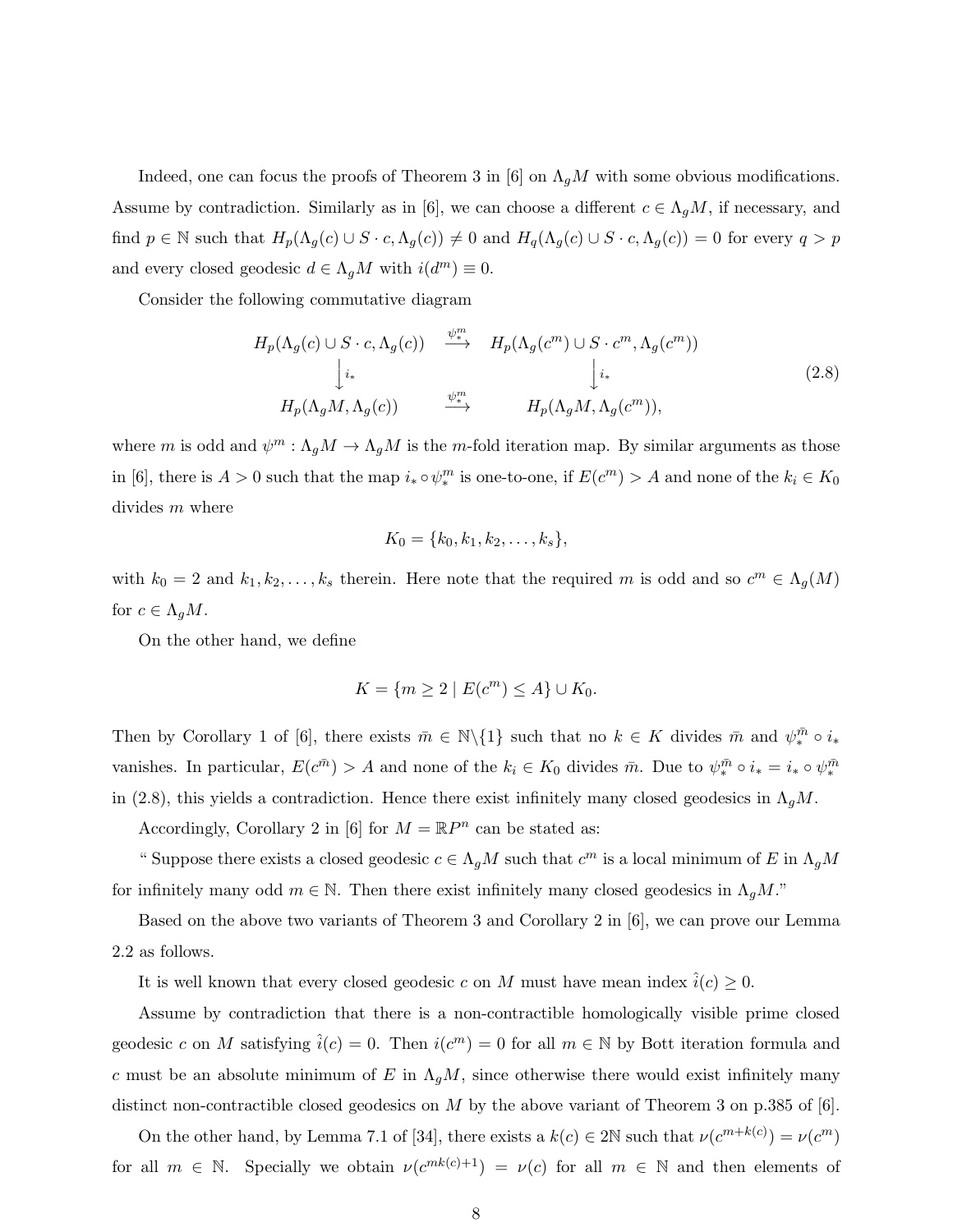Indeed, one can focus the proofs of Theorem 3 in [6] on $\Lambda_g M$ with some obvious modifications. Assume by contradiction. Similarly as in [6], we can choose a different $c \in \Lambda_g M$, if necessary, and find $p \in \mathbb{N}$ such that $H_p(\Lambda_g(c) \cup S \cdot c, \Lambda_g(c)) \neq 0$ and $H_q(\Lambda_g(c) \cup S \cdot c, \Lambda_g(c)) = 0$ for every $q > p$ and every closed geodesic $d \in \Lambda_g M$ with $i(d^m) \equiv 0$.

Consider the following commutative diagram

$$\begin{array}{ccc} H_p(\Lambda_g(c) \cup S \cdot c, \Lambda_g(c)) & \xrightarrow{\psi_*^m} & H_p(\Lambda_g(c^m) \cup S \cdot c^m, \Lambda_g(c^m)) \\ \Big\downarrow i_* & & \Big\downarrow i_* \\ H_p(\Lambda_g M, \Lambda_g(c)) & \xrightarrow{\psi_*^m} & H_p(\Lambda_g M, \Lambda_g(c^m)), \end{array} \tag{2.8}$$

where $m$ is odd and $\psi^m : \Lambda_g M \to \Lambda_g M$ is the $m$-fold iteration map. By similar arguments as those in [6], there is $A > 0$ such that the map $i_* \circ \psi_*^m$ is one-to-one, if $E(c^m) > A$ and none of the $k_i \in K_0$ divides $m$ where

$$K_0 = \{k_0, k_1, k_2, \ldots, k_s\},$$

with $k_0 = 2$ and $k_1, k_2, \ldots, k_s$ therein. Here note that the required $m$ is odd and so $c^m \in \Lambda_g(M)$ for $c \in \Lambda_g M$.

On the other hand, we define

$$K = \{m \geq 2 \mid E(c^m) \leq A\} \cup K_0.$$

Then by Corollary 1 of [6], there exists $\bar{m} \in \mathbb{N}\backslash\{1\}$ such that no $k \in K$ divides $\bar{m}$ and $\psi_*^{\bar{m}} \circ i_*$ vanishes. In particular, $E(c^{\bar{m}}) > A$ and none of the $k_i \in K_0$ divides $\bar{m}$. Due to $\psi_*^{\bar{m}} \circ i_* = i_* \circ \psi_*^{\bar{m}}$ in (2.8), this yields a contradiction. Hence there exist infinitely many closed geodesics in $\Lambda_g M$.

Accordingly, Corollary 2 in [6] for $M = \mathbb{R}P^n$ can be stated as:

" Suppose there exists a closed geodesic $c \in \Lambda_g M$ such that $c^m$ is a local minimum of $E$ in $\Lambda_g M$ for infinitely many odd $m \in \mathbb{N}$. Then there exist infinitely many closed geodesics in $\Lambda_g M$."

Based on the above two variants of Theorem 3 and Corollary 2 in [6], we can prove our Lemma 2.2 as follows.

It is well known that every closed geodesic $c$ on $M$ must have mean index $\hat{i}(c) \geq 0$.

Assume by contradiction that there is a non-contractible homologically visible prime closed geodesic $c$ on $M$ satisfying $\hat{i}(c) = 0$. Then $i(c^m) = 0$ for all $m \in \mathbb{N}$ by Bott iteration formula and $c$ must be an absolute minimum of $E$ in $\Lambda_g M$, since otherwise there would exist infinitely many distinct non-contractible closed geodesics on $M$ by the above variant of Theorem 3 on p.385 of [6].

On the other hand, by Lemma 7.1 of [34], there exists a $k(c) \in 2\mathbb{N}$ such that $\nu(c^{m+k(c)}) = \nu(c^m)$ for all $m \in \mathbb{N}$. Specially we obtain $\nu(c^{mk(c)+1}) = \nu(c)$ for all $m \in \mathbb{N}$ and then elements of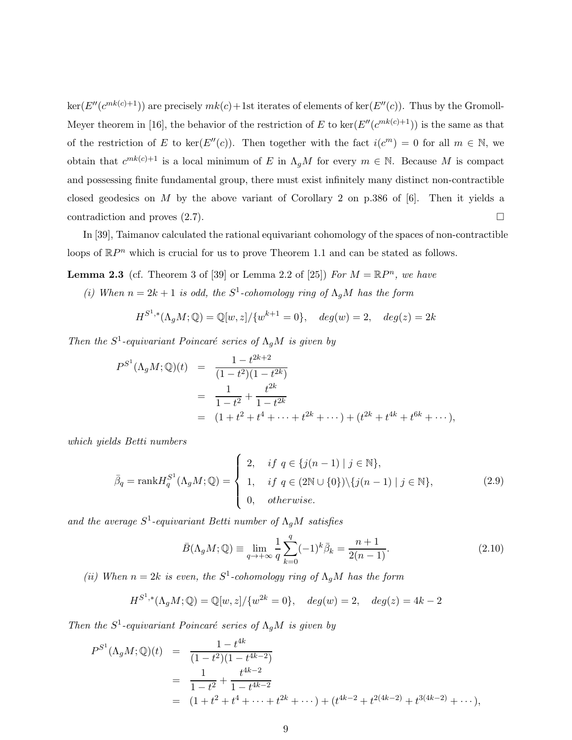$\ker(E''(c^{mk(c)+1}))$ are precisely $mk(c)+1$st iterates of elements of $\ker(E''(c))$. Thus by the Gromoll-Meyer theorem in [16], the behavior of the restriction of $E$ to $\ker(E''(c^{mk(c)+1}))$ is the same as that of the restriction of $E$ to $\ker(E''(c))$. Then together with the fact $i(c^m) = 0$ for all $m \in \mathbb{N}$, we obtain that $c^{mk(c)+1}$ is a local minimum of $E$ in $\Lambda_g M$ for every $m \in \mathbb{N}$. Because $M$ is compact and possessing finite fundamental group, there must exist infinitely many distinct non-contractible closed geodesics on $M$ by the above variant of Corollary 2 on p.386 of [6]. Then it yields a contradiction and proves (2.7). $\square$

In [39], Taimanov calculated the rational equivariant cohomology of the spaces of non-contractible loops of $\mathbb{R}P^n$ which is crucial for us to prove Theorem 1.1 and can be stated as follows.

**Lemma 2.3** (cf. Theorem 3 of [39] or Lemma 2.2 of [25]) *For $M = \mathbb{R}P^n$, we have*

*(i) When $n = 2k+1$ is odd, the $S^1$-cohomology ring of $\Lambda_g M$ has the form*

$$H^{S^1,*}(\Lambda_g M;\mathbb{Q}) = \mathbb{Q}[w,z]/\{w^{k+1} = 0\}, \quad deg(w) = 2, \quad deg(z) = 2k$$

*Then the $S^1$-equivariant Poincaré series of $\Lambda_g M$ is given by*

$$\begin{aligned} P^{S^1}(\Lambda_g M;\mathbb{Q})(t) &= \frac{1-t^{2k+2}}{(1-t^2)(1-t^{2k})} \\ &= \frac{1}{1-t^2} + \frac{t^{2k}}{1-t^{2k}} \\ &= (1+t^2+t^4+\cdots+t^{2k}+\cdots) + (t^{2k}+t^{4k}+t^{6k}+\cdots), \end{aligned}$$

*which yields Betti numbers*

$$\bar{\beta}_q = \operatorname{rank} H_q^{S^1}(\Lambda_g M;\mathbb{Q}) = \begin{cases} 2, & if\ q \in \{j(n-1) \mid j \in \mathbb{N}\}, \\ 1, & if\ q \in (2\mathbb{N}\cup\{0\})\backslash\{j(n-1) \mid j \in \mathbb{N}\}, \\ 0, & otherwise. \end{cases} \tag{2.9}$$

*and the average $S^1$-equivariant Betti number of $\Lambda_g M$ satisfies*

$$\bar{B}(\Lambda_g M;\mathbb{Q}) \equiv \lim_{q\to+\infty} \frac{1}{q}\sum_{k=0}^{q}(-1)^k\bar{\beta}_k = \frac{n+1}{2(n-1)}. \tag{2.10}$$

*(ii) When $n = 2k$ is even, the $S^1$-cohomology ring of $\Lambda_g M$ has the form*

$$H^{S^1,*}(\Lambda_g M;\mathbb{Q}) = \mathbb{Q}[w,z]/\{w^{2k} = 0\}, \quad deg(w) = 2, \quad deg(z) = 4k-2$$

*Then the $S^1$-equivariant Poincaré series of $\Lambda_g M$ is given by*

$$\begin{aligned} P^{S^1}(\Lambda_g M;\mathbb{Q})(t) &= \frac{1-t^{4k}}{(1-t^2)(1-t^{4k-2})} \\ &= \frac{1}{1-t^2} + \frac{t^{4k-2}}{1-t^{4k-2}} \\ &= (1+t^2+t^4+\cdots+t^{2k}+\cdots) + (t^{4k-2}+t^{2(4k-2)}+t^{3(4k-2)}+\cdots), \end{aligned}$$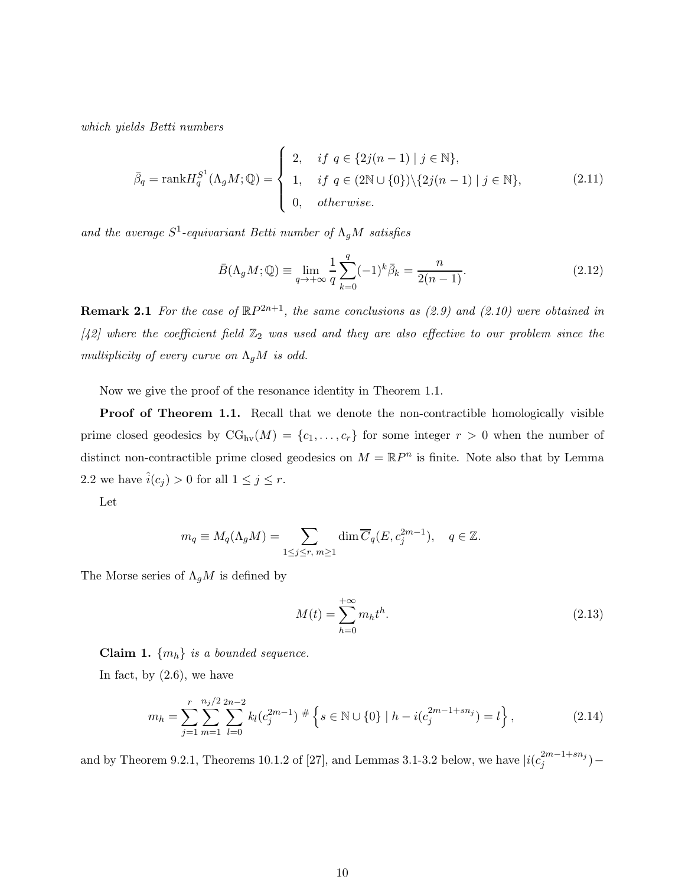*which yields Betti numbers*

$$\bar{\beta}_q = \mathrm{rank} H_q^{S^1}(\Lambda_g M; \mathbb{Q}) = \begin{cases} 2, & if\ q \in \{2j(n-1) \mid j \in \mathbb{N}\}, \\ 1, & if\ q \in (2\mathbb{N} \cup \{0\}) \backslash \{2j(n-1) \mid j \in \mathbb{N}\}, \\ 0, & otherwise. \end{cases} \tag{2.11}$$

*and the average $S^1$-equivariant Betti number of $\Lambda_g M$ satisfies*

$$\bar{B}(\Lambda_g M; \mathbb{Q}) \equiv \lim_{q \to +\infty} \frac{1}{q} \sum_{k=0}^{q} (-1)^k \bar{\beta}_k = \frac{n}{2(n-1)}. \tag{2.12}$$

**Remark 2.1** *For the case of $\mathbb{R}P^{2n+1}$, the same conclusions as (2.9) and (2.10) were obtained in [42] where the coefficient field $\mathbb{Z}_2$ was used and they are also effective to our problem since the multiplicity of every curve on $\Lambda_g M$ is odd.*

Now we give the proof of the resonance identity in Theorem 1.1.

**Proof of Theorem 1.1.** Recall that we denote the non-contractible homologically visible prime closed geodesics by $\mathrm{CG}_{\mathrm{hv}}(M) = \{c_1, \ldots, c_r\}$ for some integer $r > 0$ when the number of distinct non-contractible prime closed geodesics on $M = \mathbb{R}P^n$ is finite. Note also that by Lemma 2.2 we have $\hat{i}(c_j) > 0$ for all $1 \le j \le r$.

Let

$$m_q \equiv M_q(\Lambda_g M) = \sum_{1 \le j \le r,\, m \ge 1} \dim \overline{C}_q(E, c_j^{2m-1}), \quad q \in \mathbb{Z}.$$

The Morse series of $\Lambda_g M$ is defined by

$$M(t) = \sum_{h=0}^{+\infty} m_h t^h. \tag{2.13}$$

**Claim 1.** *$\{m_h\}$ is a bounded sequence.*

In fact, by (2.6), we have

$$m_h = \sum_{j=1}^{r} \sum_{m=1}^{n_j/2} \sum_{l=0}^{2n-2} k_l(c_j^{2m-1})\ ^{\#}\left\{ s \in \mathbb{N} \cup \{0\} \mid h - i(c_j^{2m-1+sn_j}) = l \right\}, \tag{2.14}$$

and by Theorem 9.2.1, Theorems 10.1.2 of [27], and Lemmas 3.1-3.2 below, we have $|i(c_j^{2m-1+sn_j}) -$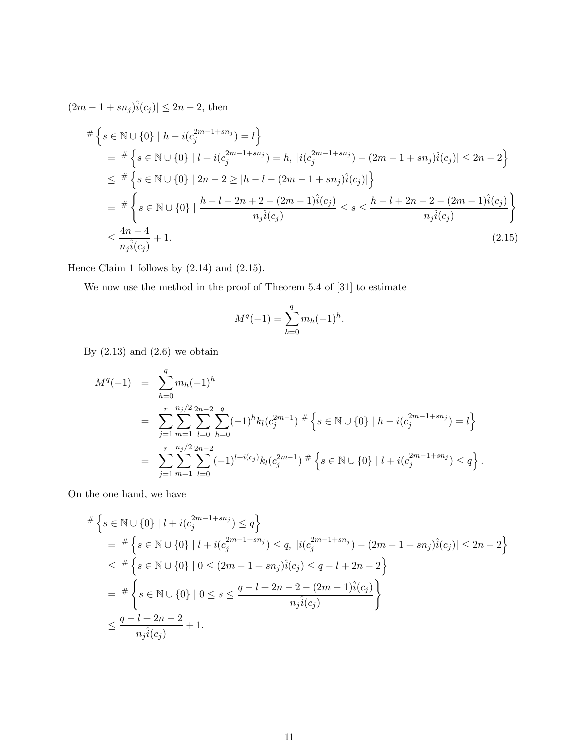$(2m-1+sn_j)\hat{i}(c_j)| \le 2n-2$, then

$$
\begin{aligned}
&{}^{\#}\left\{s\in\mathbb{N}\cup\{0\}\mid h-i(c_j^{2m-1+sn_j})=l\right\}\\
&\quad= {}^{\#}\left\{s\in\mathbb{N}\cup\{0\}\mid l+i(c_j^{2m-1+sn_j})=h,\ |i(c_j^{2m-1+sn_j})-(2m-1+sn_j)\hat{i}(c_j)|\le 2n-2\right\}\\
&\quad\le {}^{\#}\left\{s\in\mathbb{N}\cup\{0\}\mid 2n-2\ge |h-l-(2m-1+sn_j)\hat{i}(c_j)|\right\}\\
&\quad= {}^{\#}\left\{s\in\mathbb{N}\cup\{0\}\mid \frac{h-l-2n+2-(2m-1)\hat{i}(c_j)}{n_j\hat{i}(c_j)}\le s\le \frac{h-l+2n-2-(2m-1)\hat{i}(c_j)}{n_j\hat{i}(c_j)}\right\}\\
&\quad\le \frac{4n-4}{n_j\hat{i}(c_j)}+1. \qquad\qquad (2.15)
\end{aligned}
$$

Hence Claim 1 follows by (2.14) and (2.15).

We now use the method in the proof of Theorem 5.4 of [31] to estimate

$$
M^q(-1)=\sum_{h=0}^{q} m_h(-1)^h.
$$

By (2.13) and (2.6) we obtain

$$
\begin{aligned}
M^q(-1) &= \sum_{h=0}^{q} m_h(-1)^h\\
&= \sum_{j=1}^{r}\sum_{m=1}^{n_j/2}\sum_{l=0}^{2n-2}\sum_{h=0}^{q}(-1)^h k_l(c_j^{2m-1})\ {}^{\#}\left\{s\in\mathbb{N}\cup\{0\}\mid h-i(c_j^{2m-1+sn_j})=l\right\}\\
&= \sum_{j=1}^{r}\sum_{m=1}^{n_j/2}\sum_{l=0}^{2n-2}(-1)^{l+i(c_j)} k_l(c_j^{2m-1})\ {}^{\#}\left\{s\in\mathbb{N}\cup\{0\}\mid l+i(c_j^{2m-1+sn_j})\le q\right\}.
\end{aligned}
$$

On the one hand, we have

$$
\begin{aligned}
&{}^{\#}\left\{s\in\mathbb{N}\cup\{0\}\mid l+i(c_j^{2m-1+sn_j})\le q\right\}\\
&\quad= {}^{\#}\left\{s\in\mathbb{N}\cup\{0\}\mid l+i(c_j^{2m-1+sn_j})\le q,\ |i(c_j^{2m-1+sn_j})-(2m-1+sn_j)\hat{i}(c_j)|\le 2n-2\right\}\\
&\quad\le {}^{\#}\left\{s\in\mathbb{N}\cup\{0\}\mid 0\le (2m-1+sn_j)\hat{i}(c_j)\le q-l+2n-2\right\}\\
&\quad= {}^{\#}\left\{s\in\mathbb{N}\cup\{0\}\mid 0\le s\le \frac{q-l+2n-2-(2m-1)\hat{i}(c_j)}{n_j\hat{i}(c_j)}\right\}\\
&\quad\le \frac{q-l+2n-2}{n_j\hat{i}(c_j)}+1.
\end{aligned}
$$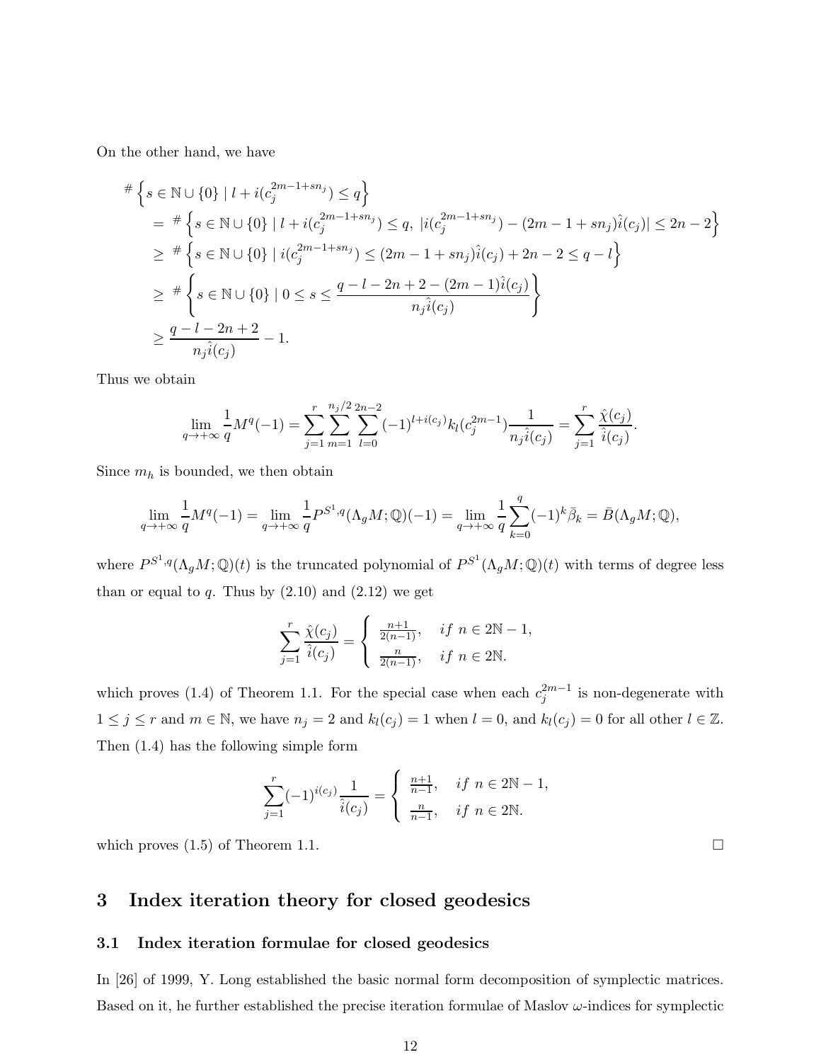On the other hand, we have

$$
\begin{aligned}
&{}^{\#}\left\{s\in\mathbb{N}\cup\{0\}\mid l+i(c_j^{2m-1+sn_j})\le q\right\}\\
&= {}^{\#}\left\{s\in\mathbb{N}\cup\{0\}\mid l+i(c_j^{2m-1+sn_j})\le q,\ |i(c_j^{2m-1+sn_j})-(2m-1+sn_j)\hat{i}(c_j)|\le 2n-2\right\}\\
&\ge {}^{\#}\left\{s\in\mathbb{N}\cup\{0\}\mid i(c_j^{2m-1+sn_j})\le (2m-1+sn_j)\hat{i}(c_j)+2n-2\le q-l\right\}\\
&\ge {}^{\#}\left\{s\in\mathbb{N}\cup\{0\}\mid 0\le s\le \frac{q-l-2n+2-(2m-1)\hat{i}(c_j)}{n_j\hat{i}(c_j)}\right\}\\
&\ge \frac{q-l-2n+2}{n_j\hat{i}(c_j)}-1.
\end{aligned}
$$

Thus we obtain

$$
\lim_{q\to+\infty}\frac{1}{q}M^q(-1)=\sum_{j=1}^{r}\sum_{m=1}^{n_j/2}\sum_{l=0}^{2n-2}(-1)^{l+i(c_j)}k_l(c_j^{2m-1})\frac{1}{n_j\hat{i}(c_j)}=\sum_{j=1}^{r}\frac{\hat{\chi}(c_j)}{\hat{i}(c_j)}.
$$

Since $m_h$ is bounded, we then obtain

$$
\lim_{q\to+\infty}\frac{1}{q}M^q(-1)=\lim_{q\to+\infty}\frac{1}{q}P^{S^1,q}(\Lambda_g M;\mathbb{Q})(-1)=\lim_{q\to+\infty}\frac{1}{q}\sum_{k=0}^{q}(-1)^k\bar{\beta}_k=\bar{B}(\Lambda_g M;\mathbb{Q}),
$$

where $P^{S^1,q}(\Lambda_g M;\mathbb{Q})(t)$ is the truncated polynomial of $P^{S^1}(\Lambda_g M;\mathbb{Q})(t)$ with terms of degree less than or equal to $q$. Thus by (2.10) and (2.12) we get

$$
\sum_{j=1}^{r}\frac{\hat{\chi}(c_j)}{\hat{i}(c_j)}=\left\{\begin{array}{ll}\frac{n+1}{2(n-1)}, & if\ n\in 2\mathbb{N}-1,\\ \frac{n}{2(n-1)}, & if\ n\in 2\mathbb{N}.\end{array}\right.
$$

which proves (1.4) of Theorem 1.1. For the special case when each $c_j^{2m-1}$ is non-degenerate with $1\le j\le r$ and $m\in\mathbb{N}$, we have $n_j=2$ and $k_l(c_j)=1$ when $l=0$, and $k_l(c_j)=0$ for all other $l\in\mathbb{Z}$. Then (1.4) has the following simple form

$$
\sum_{j=1}^{r}(-1)^{i(c_j)}\frac{1}{\hat{i}(c_j)}=\left\{\begin{array}{ll}\frac{n+1}{n-1}, & if\ n\in 2\mathbb{N}-1,\\ \frac{n}{n-1}, & if\ n\in 2\mathbb{N}.\end{array}\right.
$$

which proves (1.5) of Theorem 1.1. □

# 3 Index iteration theory for closed geodesics

## 3.1 Index iteration formulae for closed geodesics

In [26] of 1999, Y. Long established the basic normal form decomposition of symplectic matrices. Based on it, he further established the precise iteration formulae of Maslov $\omega$-indices for symplectic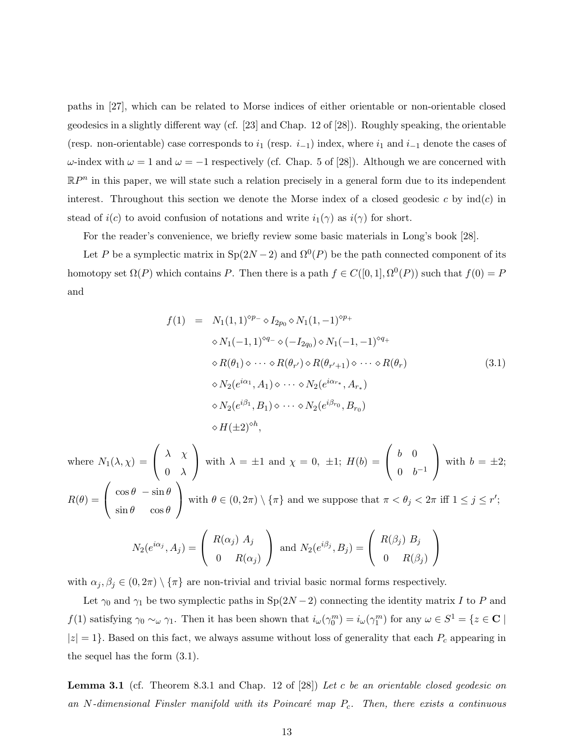paths in [27], which can be related to Morse indices of either orientable or non-orientable closed geodesics in a slightly different way (cf. [23] and Chap. 12 of [28]). Roughly speaking, the orientable (resp. non-orientable) case corresponds to $i_1$ (resp. $i_{-1}$) index, where $i_1$ and $i_{-1}$ denote the cases of $\omega$-index with $\omega = 1$ and $\omega = -1$ respectively (cf. Chap. 5 of [28]). Although we are concerned with $\mathbb{R}P^n$ in this paper, we will state such a relation precisely in a general form due to its independent interest. Throughout this section we denote the Morse index of a closed geodesic $c$ by $\mathrm{ind}(c)$ in stead of $i(c)$ to avoid confusion of notations and write $i_1(\gamma)$ as $i(\gamma)$ for short.

For the reader's convenience, we briefly review some basic materials in Long's book [28].

Let $P$ be a symplectic matrix in $\mathrm{Sp}(2N-2)$ and $\Omega^0(P)$ be the path connected component of its homotopy set $\Omega(P)$ which contains $P$. Then there is a path $f \in C([0,1], \Omega^0(P))$ such that $f(0) = P$ and

$$
\begin{aligned}
f(1) \; = \; & N_1(1,1)^{\diamond p_-} \diamond I_{2p_0} \diamond N_1(1,-1)^{\diamond p_+} \\
& \diamond N_1(-1,1)^{\diamond q_-} \diamond (-I_{2q_0}) \diamond N_1(-1,-1)^{\diamond q_+} \\
& \diamond R(\theta_1) \diamond \cdots \diamond R(\theta_{r'}) \diamond R(\theta_{r'+1}) \diamond \cdots \diamond R(\theta_r) \\
& \diamond N_2(e^{i\alpha_1}, A_1) \diamond \cdots \diamond N_2(e^{i\alpha_{r_*}}, A_{r_*}) \\
& \diamond N_2(e^{i\beta_1}, B_1) \diamond \cdots \diamond N_2(e^{i\beta_{r_0}}, B_{r_0}) \\
& \diamond H(\pm 2)^{\diamond h},
\end{aligned}
\tag{3.1}
$$

where $N_1(\lambda, \chi) = \begin{pmatrix} \lambda & \chi \\ 0 & \lambda \end{pmatrix}$ with $\lambda = \pm 1$ and $\chi = 0, \ \pm 1$; $H(b) = \begin{pmatrix} b & 0 \\ 0 & b^{-1} \end{pmatrix}$ with $b = \pm 2$; $R(\theta) = \begin{pmatrix} \cos\theta & -\sin\theta \\ \sin\theta & \cos\theta \end{pmatrix}$ with $\theta \in (0, 2\pi) \setminus \{\pi\}$ and we suppose that $\pi < \theta_j < 2\pi$ iff $1 \leq j \leq r'$;

$$
N_2(e^{i\alpha_j}, A_j) = \begin{pmatrix} R(\alpha_j) & A_j \\ 0 & R(\alpha_j) \end{pmatrix} \text{ and } N_2(e^{i\beta_j}, B_j) = \begin{pmatrix} R(\beta_j) & B_j \\ 0 & R(\beta_j) \end{pmatrix}
$$

with $\alpha_j, \beta_j \in (0, 2\pi) \setminus \{\pi\}$ are non-trivial and trivial basic normal forms respectively.

Let $\gamma_0$ and $\gamma_1$ be two symplectic paths in $\mathrm{Sp}(2N-2)$ connecting the identity matrix $I$ to $P$ and $f(1)$ satisfying $\gamma_0 \sim_\omega \gamma_1$. Then it has been shown that $i_\omega(\gamma_0^m) = i_\omega(\gamma_1^m)$ for any $\omega \in S^1 = \{z \in \mathbf{C} \mid |z| = 1\}$. Based on this fact, we always assume without loss of generality that each $P_c$ appearing in the sequel has the form (3.1).

**Lemma 3.1** (cf. Theorem 8.3.1 and Chap. 12 of [28]) *Let $c$ be an orientable closed geodesic on an $N$-dimensional Finsler manifold with its Poincaré map $P_c$. Then, there exists a continuous*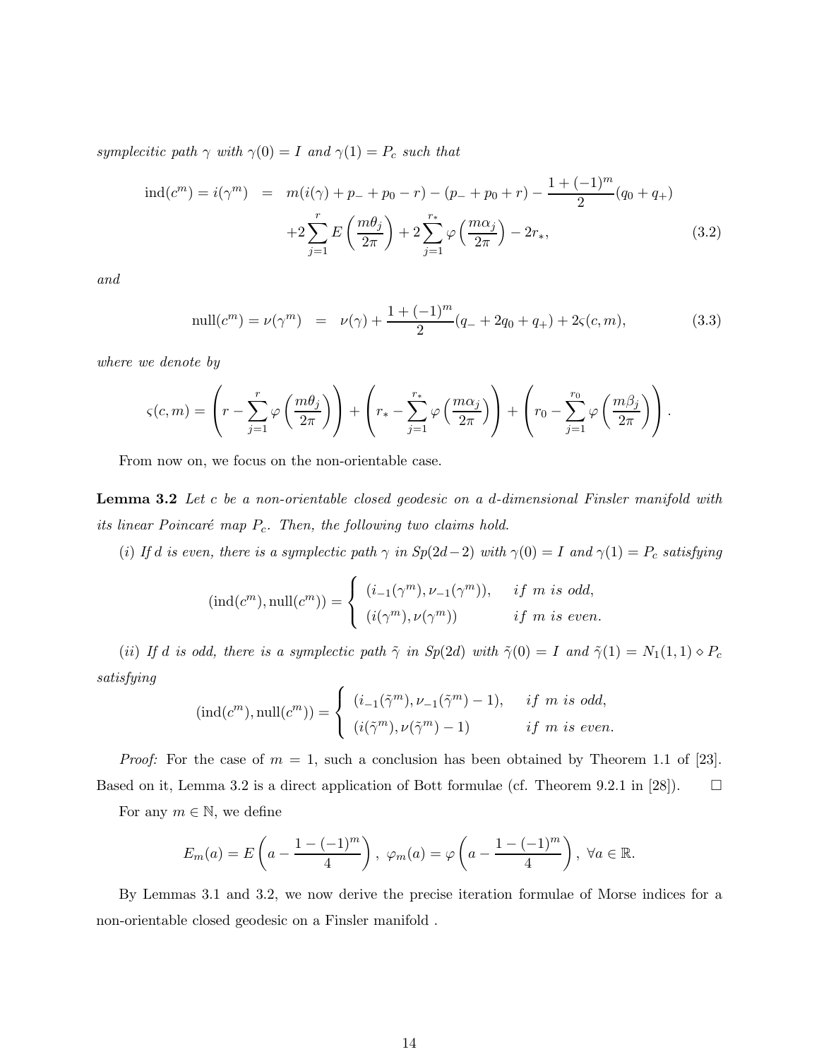*symplecitic path $\gamma$ with $\gamma(0)=I$ and $\gamma(1)=P_c$ such that*

$$
\begin{aligned}
\mathrm{ind}(c^m)=i(\gamma^m) &= m(i(\gamma)+p_-+p_0-r)-(p_-+p_0+r)-\frac{1+(-1)^m}{2}(q_0+q_+) \\
&\quad +2\sum_{j=1}^{r}E\left(\frac{m\theta_j}{2\pi}\right)+2\sum_{j=1}^{r_*}\varphi\left(\frac{m\alpha_j}{2\pi}\right)-2r_*, \qquad (3.2)
\end{aligned}
$$

*and*

$$
\mathrm{null}(c^m)=\nu(\gamma^m) = \nu(\gamma)+\frac{1+(-1)^m}{2}(q_-+2q_0+q_+)+2\varsigma(c,m), \qquad (3.3)
$$

*where we denote by*

$$
\varsigma(c,m)=\left(r-\sum_{j=1}^{r}\varphi\left(\frac{m\theta_j}{2\pi}\right)\right)+\left(r_*-\sum_{j=1}^{r_*}\varphi\left(\frac{m\alpha_j}{2\pi}\right)\right)+\left(r_0-\sum_{j=1}^{r_0}\varphi\left(\frac{m\beta_j}{2\pi}\right)\right).
$$

From now on, we focus on the non-orientable case.

**Lemma 3.2** *Let $c$ be a non-orientable closed geodesic on a $d$-dimensional Finsler manifold with its linear Poincaré map $P_c$. Then, the following two claims hold.*

*(i) If $d$ is even, there is a symplectic path $\gamma$ in $Sp(2d-2)$ with $\gamma(0)=I$ and $\gamma(1)=P_c$ satisfying*

$$
(\mathrm{ind}(c^m),\mathrm{null}(c^m))=\begin{cases}(i_{-1}(\gamma^m),\nu_{-1}(\gamma^m)), & \text{if } m \text{ is odd},\\ (i(\gamma^m),\nu(\gamma^m)) & \text{if } m \text{ is even}.\end{cases}
$$

*(ii) If $d$ is odd, there is a symplectic path $\tilde{\gamma}$ in $Sp(2d)$ with $\tilde{\gamma}(0)=I$ and $\tilde{\gamma}(1)=N_1(1,1)\diamond P_c$ satisfying*

$$
(\mathrm{ind}(c^m),\mathrm{null}(c^m))=\begin{cases}(i_{-1}(\tilde{\gamma}^m),\nu_{-1}(\tilde{\gamma}^m)-1), & \text{if } m \text{ is odd},\\ (i(\tilde{\gamma}^m),\nu(\tilde{\gamma}^m)-1) & \text{if } m \text{ is even}.\end{cases}
$$

*Proof:* For the case of $m=1$, such a conclusion has been obtained by Theorem 1.1 of [23]. Based on it, Lemma 3.2 is a direct application of Bott formulae (cf. Theorem 9.2.1 in [28]). $\square$

For any $m\in\mathbb{N}$, we define

$$
E_m(a)=E\left(a-\frac{1-(-1)^m}{4}\right),\ \varphi_m(a)=\varphi\left(a-\frac{1-(-1)^m}{4}\right),\ \forall a\in\mathbb{R}.
$$

By Lemmas 3.1 and 3.2, we now derive the precise iteration formulae of Morse indices for a non-orientable closed geodesic on a Finsler manifold .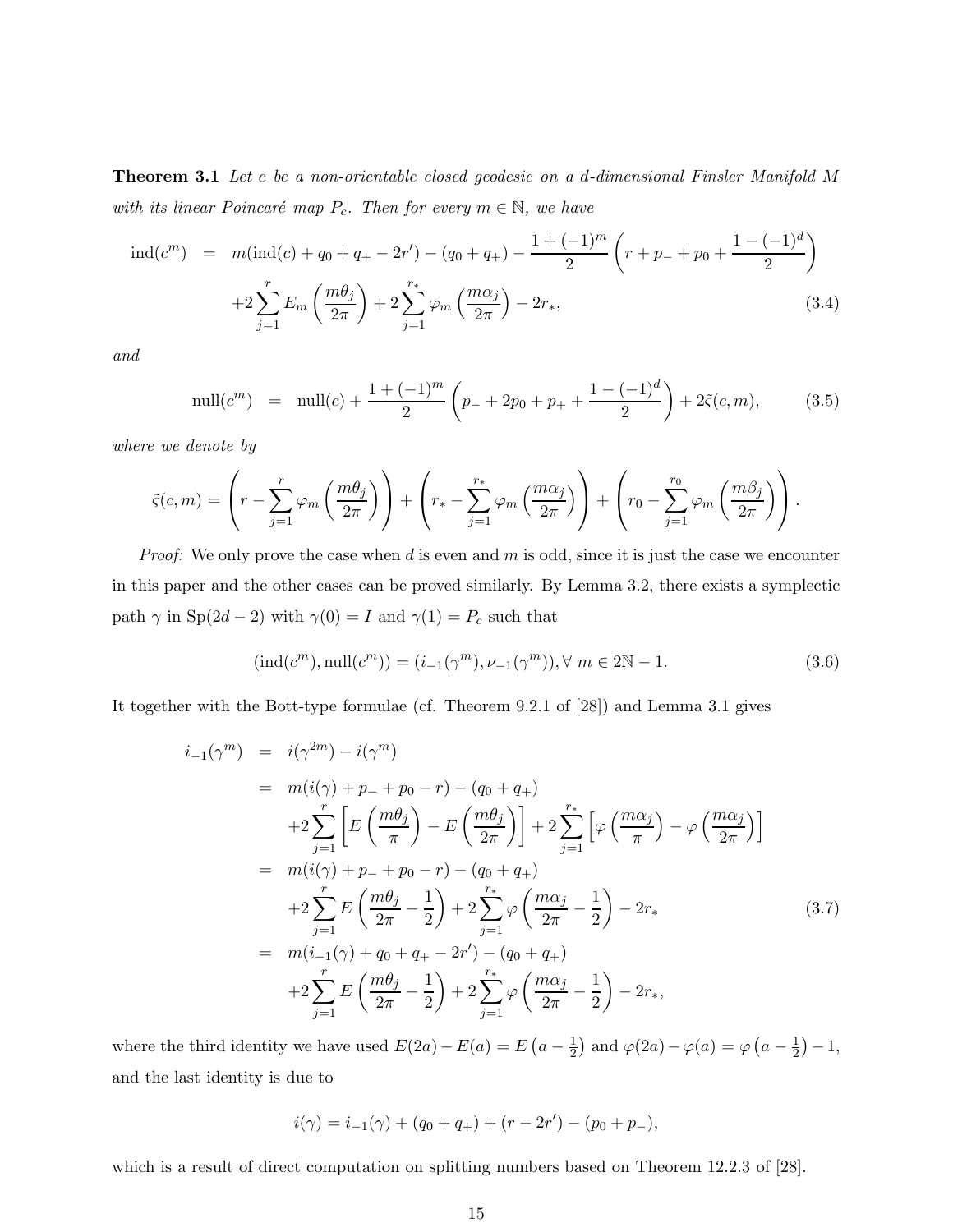**Theorem 3.1** *Let $c$ be a non-orientable closed geodesic on a $d$-dimensional Finsler Manifold $M$ with its linear Poincaré map $P_c$. Then for every $m \in \mathbb{N}$, we have*

$$\begin{aligned}
\mathrm{ind}(c^m) &= m(\mathrm{ind}(c) + q_0 + q_+ - 2r') - (q_0 + q_+) - \frac{1+(-1)^m}{2}\left(r + p_- + p_0 + \frac{1-(-1)^d}{2}\right) \\
&\quad + 2\sum_{j=1}^{r} E_m\left(\frac{m\theta_j}{2\pi}\right) + 2\sum_{j=1}^{r_*} \varphi_m\left(\frac{m\alpha_j}{2\pi}\right) - 2r_*, \qquad (3.4)
\end{aligned}$$

*and*

$$\mathrm{null}(c^m) = \mathrm{null}(c) + \frac{1+(-1)^m}{2}\left(p_- + 2p_0 + p_+ + \frac{1-(-1)^d}{2}\right) + 2\tilde{\varsigma}(c,m), \qquad (3.5)$$

*where we denote by*

$$\tilde{\varsigma}(c,m) = \left(r - \sum_{j=1}^{r} \varphi_m\left(\frac{m\theta_j}{2\pi}\right)\right) + \left(r_* - \sum_{j=1}^{r_*} \varphi_m\left(\frac{m\alpha_j}{2\pi}\right)\right) + \left(r_0 - \sum_{j=1}^{r_0} \varphi_m\left(\frac{m\beta_j}{2\pi}\right)\right).$$

*Proof:* We only prove the case when $d$ is even and $m$ is odd, since it is just the case we encounter in this paper and the other cases can be proved similarly. By Lemma 3.2, there exists a symplectic path $\gamma$ in $\mathrm{Sp}(2d-2)$ with $\gamma(0) = I$ and $\gamma(1) = P_c$ such that

$$(\mathrm{ind}(c^m), \mathrm{null}(c^m)) = (i_{-1}(\gamma^m), \nu_{-1}(\gamma^m)), \forall\, m \in 2\mathbb{N} - 1. \qquad (3.6)$$

It together with the Bott-type formulae (cf. Theorem 9.2.1 of [28]) and Lemma 3.1 gives

$$\begin{aligned}
i_{-1}(\gamma^m) &= i(\gamma^{2m}) - i(\gamma^m) \\
&= m(i(\gamma) + p_- + p_0 - r) - (q_0 + q_+) \\
&\quad + 2\sum_{j=1}^{r}\left[E\left(\frac{m\theta_j}{\pi}\right) - E\left(\frac{m\theta_j}{2\pi}\right)\right] + 2\sum_{j=1}^{r_*}\left[\varphi\left(\frac{m\alpha_j}{\pi}\right) - \varphi\left(\frac{m\alpha_j}{2\pi}\right)\right] \\
&= m(i(\gamma) + p_- + p_0 - r) - (q_0 + q_+) \\
&\quad + 2\sum_{j=1}^{r} E\left(\frac{m\theta_j}{2\pi} - \frac{1}{2}\right) + 2\sum_{j=1}^{r_*} \varphi\left(\frac{m\alpha_j}{2\pi} - \frac{1}{2}\right) - 2r_* \qquad (3.7) \\
&= m(i_{-1}(\gamma) + q_0 + q_+ - 2r') - (q_0 + q_+) \\
&\quad + 2\sum_{j=1}^{r} E\left(\frac{m\theta_j}{2\pi} - \frac{1}{2}\right) + 2\sum_{j=1}^{r_*} \varphi\left(\frac{m\alpha_j}{2\pi} - \frac{1}{2}\right) - 2r_*,
\end{aligned}$$

where the third identity we have used $E(2a) - E(a) = E\left(a - \frac{1}{2}\right)$ and $\varphi(2a) - \varphi(a) = \varphi\left(a - \frac{1}{2}\right) - 1$, and the last identity is due to

$$i(\gamma) = i_{-1}(\gamma) + (q_0 + q_+) + (r - 2r') - (p_0 + p_-),$$

which is a result of direct computation on splitting numbers based on Theorem 12.2.3 of [28].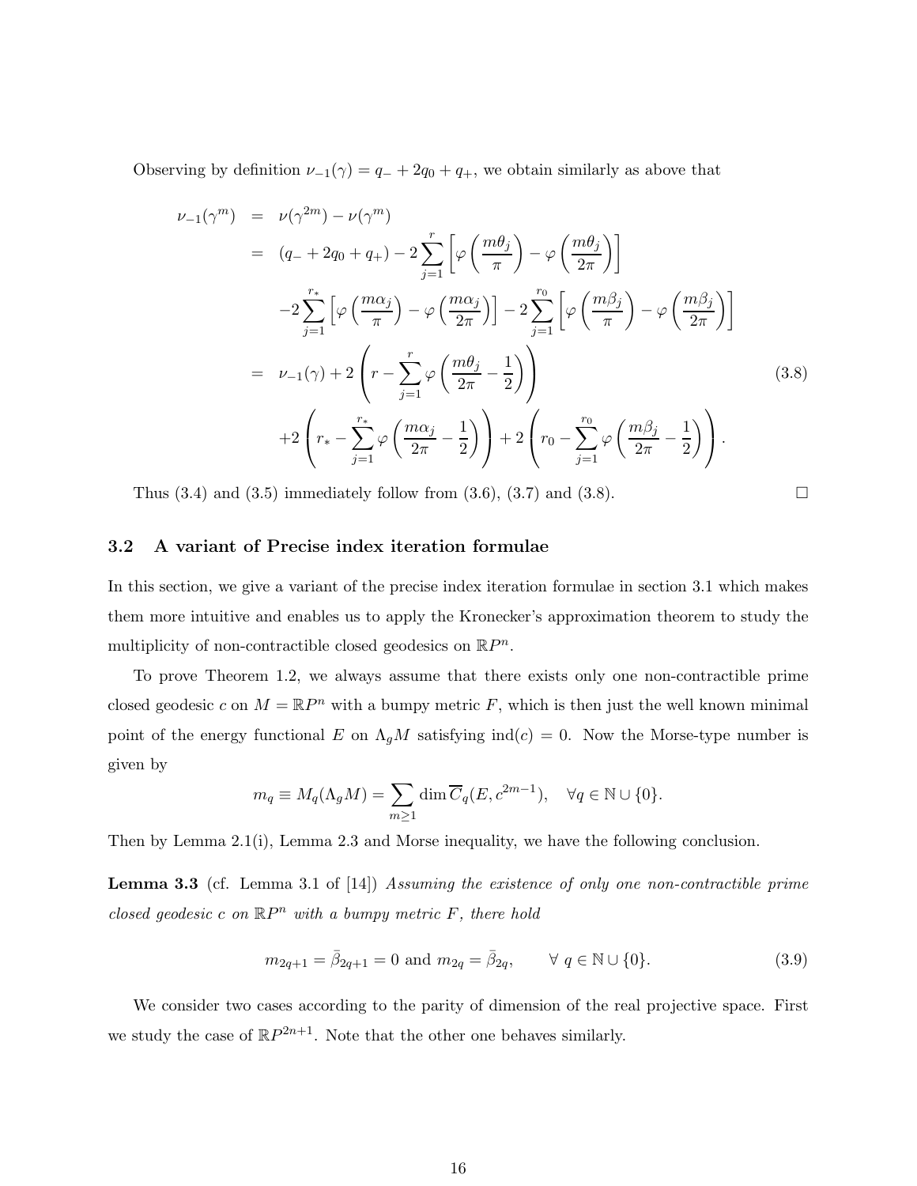Observing by definition $\nu_{-1}(\gamma) = q_- + 2q_0 + q_+$, we obtain similarly as above that

$$
\begin{aligned}
\nu_{-1}(\gamma^m) &= \nu(\gamma^{2m}) - \nu(\gamma^m) \\
&= (q_- + 2q_0 + q_+) - 2\sum_{j=1}^{r}\left[\varphi\left(\frac{m\theta_j}{\pi}\right) - \varphi\left(\frac{m\theta_j}{2\pi}\right)\right] \\
&\quad -2\sum_{j=1}^{r_*}\left[\varphi\left(\frac{m\alpha_j}{\pi}\right) - \varphi\left(\frac{m\alpha_j}{2\pi}\right)\right] - 2\sum_{j=1}^{r_0}\left[\varphi\left(\frac{m\beta_j}{\pi}\right) - \varphi\left(\frac{m\beta_j}{2\pi}\right)\right] \\
&= \nu_{-1}(\gamma) + 2\left(r - \sum_{j=1}^{r}\varphi\left(\frac{m\theta_j}{2\pi} - \frac{1}{2}\right)\right) \\
&\quad +2\left(r_* - \sum_{j=1}^{r_*}\varphi\left(\frac{m\alpha_j}{2\pi} - \frac{1}{2}\right)\right) + 2\left(r_0 - \sum_{j=1}^{r_0}\varphi\left(\frac{m\beta_j}{2\pi} - \frac{1}{2}\right)\right).
\end{aligned} \tag{3.8}
$$

Thus (3.4) and (3.5) immediately follow from (3.6), (3.7) and (3.8). □

### 3.2 A variant of Precise index iteration formulae

In this section, we give a variant of the precise index iteration formulae in section 3.1 which makes them more intuitive and enables us to apply the Kronecker's approximation theorem to study the multiplicity of non-contractible closed geodesics on $\mathbb{R}P^n$.

To prove Theorem 1.2, we always assume that there exists only one non-contractible prime closed geodesic $c$ on $M = \mathbb{R}P^n$ with a bumpy metric $F$, which is then just the well known minimal point of the energy functional $E$ on $\Lambda_g M$ satisfying $\mathrm{ind}(c) = 0$. Now the Morse-type number is given by

$$
m_q \equiv M_q(\Lambda_g M) = \sum_{m\geq 1}\dim \overline{C}_q(E, c^{2m-1}), \quad \forall q \in \mathbb{N}\cup\{0\}.
$$

Then by Lemma 2.1(i), Lemma 2.3 and Morse inequality, we have the following conclusion.

**Lemma 3.3** (cf. Lemma 3.1 of [14]) *Assuming the existence of only one non-contractible prime closed geodesic $c$ on $\mathbb{R}P^n$ with a bumpy metric $F$, there hold*

$$
m_{2q+1} = \bar{\beta}_{2q+1} = 0 \text{ and } m_{2q} = \bar{\beta}_{2q}, \qquad \forall\, q \in \mathbb{N}\cup\{0\}. \tag{3.9}
$$

We consider two cases according to the parity of dimension of the real projective space. First we study the case of $\mathbb{R}P^{2n+1}$. Note that the other one behaves similarly.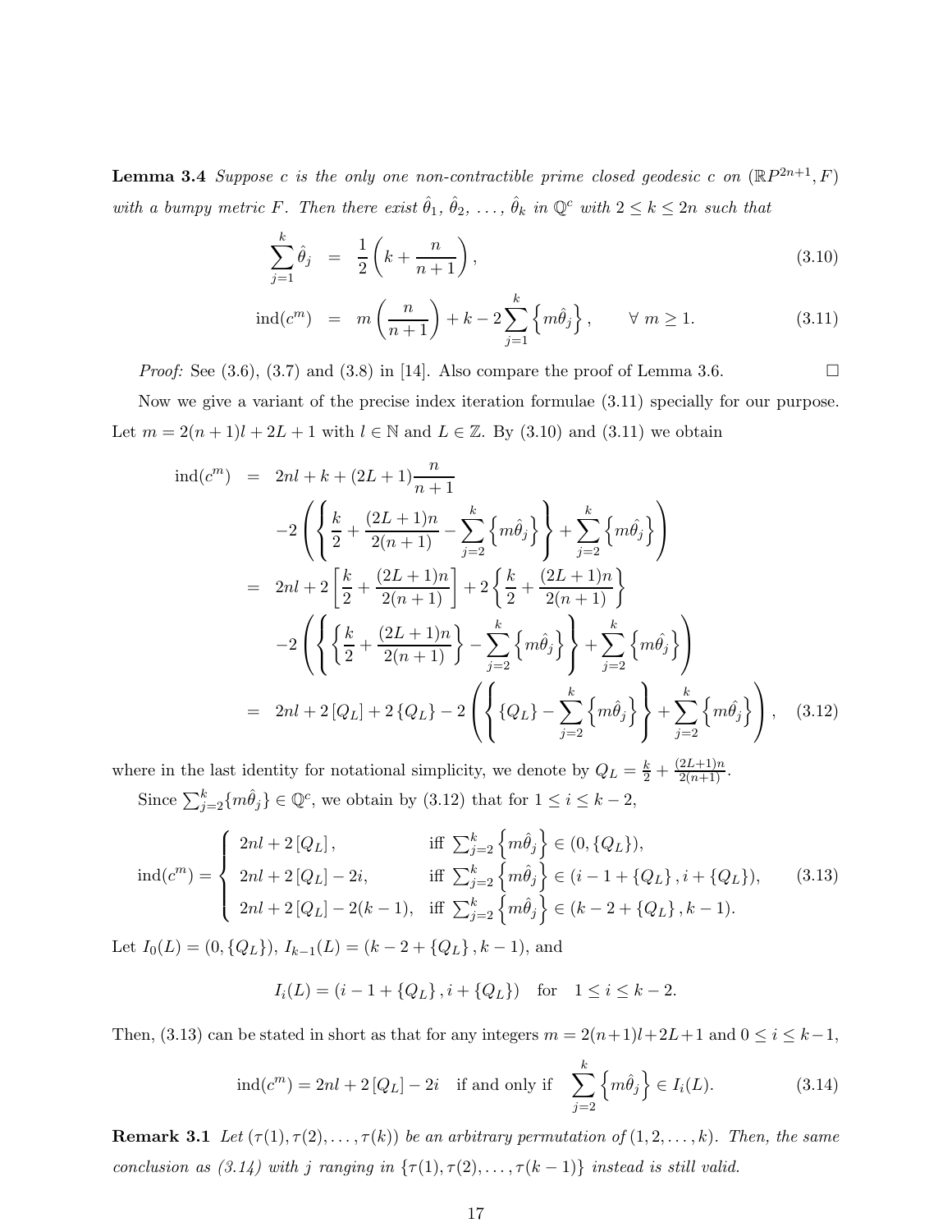**Lemma 3.4** *Suppose $c$ is the only one non-contractible prime closed geodesic $c$ on $(\mathbb{R}P^{2n+1}, F)$ with a bumpy metric $F$. Then there exist $\hat{\theta}_1, \hat{\theta}_2, \ldots, \hat{\theta}_k$ in $\mathbb{Q}^c$ with $2 \le k \le 2n$ such that*

$$
\sum_{j=1}^{k} \hat{\theta}_j = \frac{1}{2}\left(k + \frac{n}{n+1}\right), \tag{3.10}
$$

$$
\mathrm{ind}(c^m) = m\left(\frac{n}{n+1}\right) + k - 2\sum_{j=1}^{k}\left\{m\hat{\theta}_j\right\}, \qquad \forall\, m \ge 1. \tag{3.11}
$$

*Proof:* See (3.6), (3.7) and (3.8) in [14]. Also compare the proof of Lemma 3.6. $\square$

Now we give a variant of the precise index iteration formulae (3.11) specially for our purpose. Let $m = 2(n+1)l + 2L + 1$ with $l \in \mathbb{N}$ and $L \in \mathbb{Z}$. By (3.10) and (3.11) we obtain

$$
\begin{aligned}
\mathrm{ind}(c^m) &= 2nl + k + (2L+1)\frac{n}{n+1} \\
&\quad -2\left(\left\{\frac{k}{2} + \frac{(2L+1)n}{2(n+1)} - \sum_{j=2}^{k}\left\{m\hat{\theta}_j\right\}\right\} + \sum_{j=2}^{k}\left\{m\hat{\theta}_j\right\}\right) \\
&= 2nl + 2\left[\frac{k}{2} + \frac{(2L+1)n}{2(n+1)}\right] + 2\left\{\frac{k}{2} + \frac{(2L+1)n}{2(n+1)}\right\} \\
&\quad -2\left(\left\{\left\{\frac{k}{2} + \frac{(2L+1)n}{2(n+1)}\right\} - \sum_{j=2}^{k}\left\{m\hat{\theta}_j\right\}\right\} + \sum_{j=2}^{k}\left\{m\hat{\theta}_j\right\}\right) \\
&= 2nl + 2\left[Q_L\right] + 2\left\{Q_L\right\} - 2\left(\left\{\left\{Q_L\right\} - \sum_{j=2}^{k}\left\{m\hat{\theta}_j\right\}\right\} + \sum_{j=2}^{k}\left\{m\hat{\theta}_j\right\}\right),
\end{aligned} \tag{3.12}
$$

where in the last identity for notational simplicity, we denote by $Q_L = \frac{k}{2} + \frac{(2L+1)n}{2(n+1)}$.

Since $\sum_{j=2}^{k}\{m\hat{\theta}_j\} \in \mathbb{Q}^c$, we obtain by (3.12) that for $1 \le i \le k-2$,

$$
\mathrm{ind}(c^m) = \begin{cases}
2nl + 2\left[Q_L\right], & \text{iff } \sum_{j=2}^{k}\left\{m\hat{\theta}_j\right\} \in (0, \{Q_L\}), \\
2nl + 2\left[Q_L\right] - 2i, & \text{iff } \sum_{j=2}^{k}\left\{m\hat{\theta}_j\right\} \in (i-1+\{Q_L\}, i+\{Q_L\}), \\
2nl + 2\left[Q_L\right] - 2(k-1), & \text{iff } \sum_{j=2}^{k}\left\{m\hat{\theta}_j\right\} \in (k-2+\{Q_L\}, k-1).
\end{cases} \tag{3.13}
$$

Let $I_0(L) = (0, \{Q_L\})$, $I_{k-1}(L) = (k-2+\{Q_L\}, k-1)$, and

$$
I_i(L) = (i-1+\{Q_L\}, i+\{Q_L\}) \quad \text{for} \quad 1 \le i \le k-2.
$$

Then, (3.13) can be stated in short as that for any integers $m = 2(n+1)l+2L+1$ and $0 \le i \le k-1$,

$$
\mathrm{ind}(c^m) = 2nl + 2\left[Q_L\right] - 2i \quad \text{if and only if} \quad \sum_{j=2}^{k}\left\{m\hat{\theta}_j\right\} \in I_i(L). \tag{3.14}
$$

**Remark 3.1** *Let $(\tau(1), \tau(2), \ldots, \tau(k))$ be an arbitrary permutation of $(1, 2, \ldots, k)$. Then, the same conclusion as (3.14) with $j$ ranging in $\{\tau(1), \tau(2), \ldots, \tau(k-1)\}$ instead is still valid.*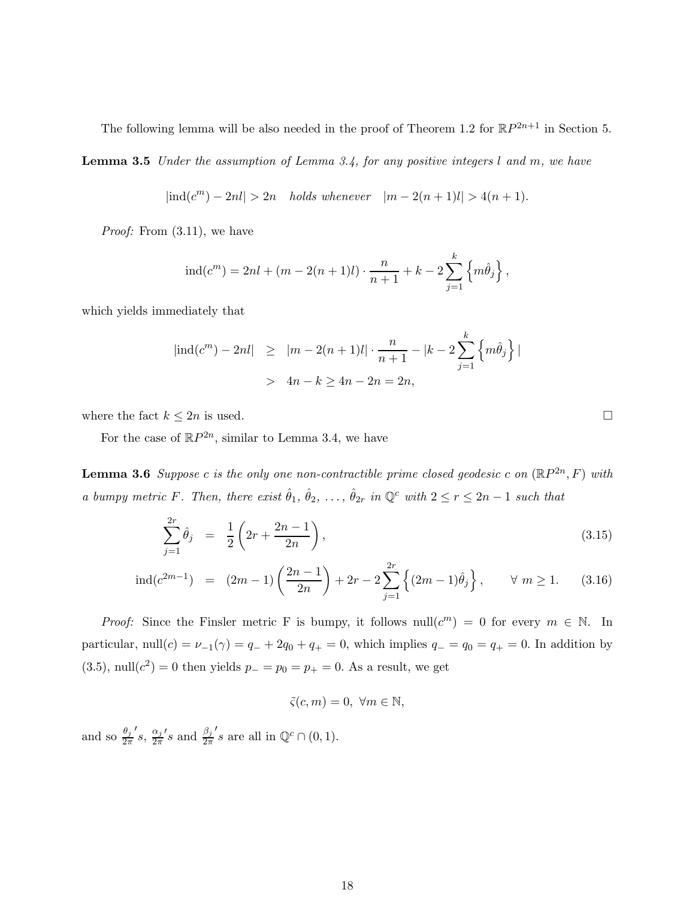The following lemma will be also needed in the proof of Theorem 1.2 for $\mathbb{R}P^{2n+1}$ in Section 5.

**Lemma 3.5** *Under the assumption of Lemma 3.4, for any positive integers $l$ and $m$, we have*

$$|\mathrm{ind}(c^m) - 2nl| > 2n \quad \textit{holds whenever} \quad |m - 2(n+1)l| > 4(n+1).$$

*Proof:* From (3.11), we have

$$\mathrm{ind}(c^m) = 2nl + (m - 2(n+1)l) \cdot \frac{n}{n+1} + k - 2\sum_{j=1}^{k} \left\{ m\hat{\theta}_j \right\},$$

which yields immediately that

$$\begin{aligned} |\mathrm{ind}(c^m) - 2nl| &\geq |m - 2(n+1)l| \cdot \frac{n}{n+1} - |k - 2\sum_{j=1}^{k} \left\{ m\hat{\theta}_j \right\}| \\ &> 4n - k \geq 4n - 2n = 2n, \end{aligned}$$

where the fact $k \leq 2n$ is used. □

For the case of $\mathbb{R}P^{2n}$, similar to Lemma 3.4, we have

**Lemma 3.6** *Suppose $c$ is the only one non-contractible prime closed geodesic $c$ on $(\mathbb{R}P^{2n}, F)$ with a bumpy metric $F$. Then, there exist $\hat{\theta}_1, \hat{\theta}_2, \ldots, \hat{\theta}_{2r}$ in $\mathbb{Q}^c$ with $2 \leq r \leq 2n-1$ such that*

$$\sum_{j=1}^{2r} \hat{\theta}_j = \frac{1}{2}\left(2r + \frac{2n-1}{2n}\right), \tag{3.15}$$

$$\mathrm{ind}(c^{2m-1}) = (2m-1)\left(\frac{2n-1}{2n}\right) + 2r - 2\sum_{j=1}^{2r} \left\{ (2m-1)\hat{\theta}_j \right\}, \qquad \forall\ m \geq 1. \tag{3.16}$$

*Proof:* Since the Finsler metric F is bumpy, it follows $\mathrm{null}(c^m) = 0$ for every $m \in \mathbb{N}$. In particular, $\mathrm{null}(c) = \nu_{-1}(\gamma) = q_- + 2q_0 + q_+ = 0$, which implies $q_- = q_0 = q_+ = 0$. In addition by (3.5), $\mathrm{null}(c^2) = 0$ then yields $p_- = p_0 = p_+ = 0$. As a result, we get

$$\tilde{\varsigma}(c, m) = 0, \ \forall m \in \mathbb{N},$$

and so $\frac{\theta_j}{2\pi}'s$, $\frac{\alpha_j}{2\pi}'s$ and $\frac{\beta_j}{2\pi}'s$ are all in $\mathbb{Q}^c \cap (0, 1)$.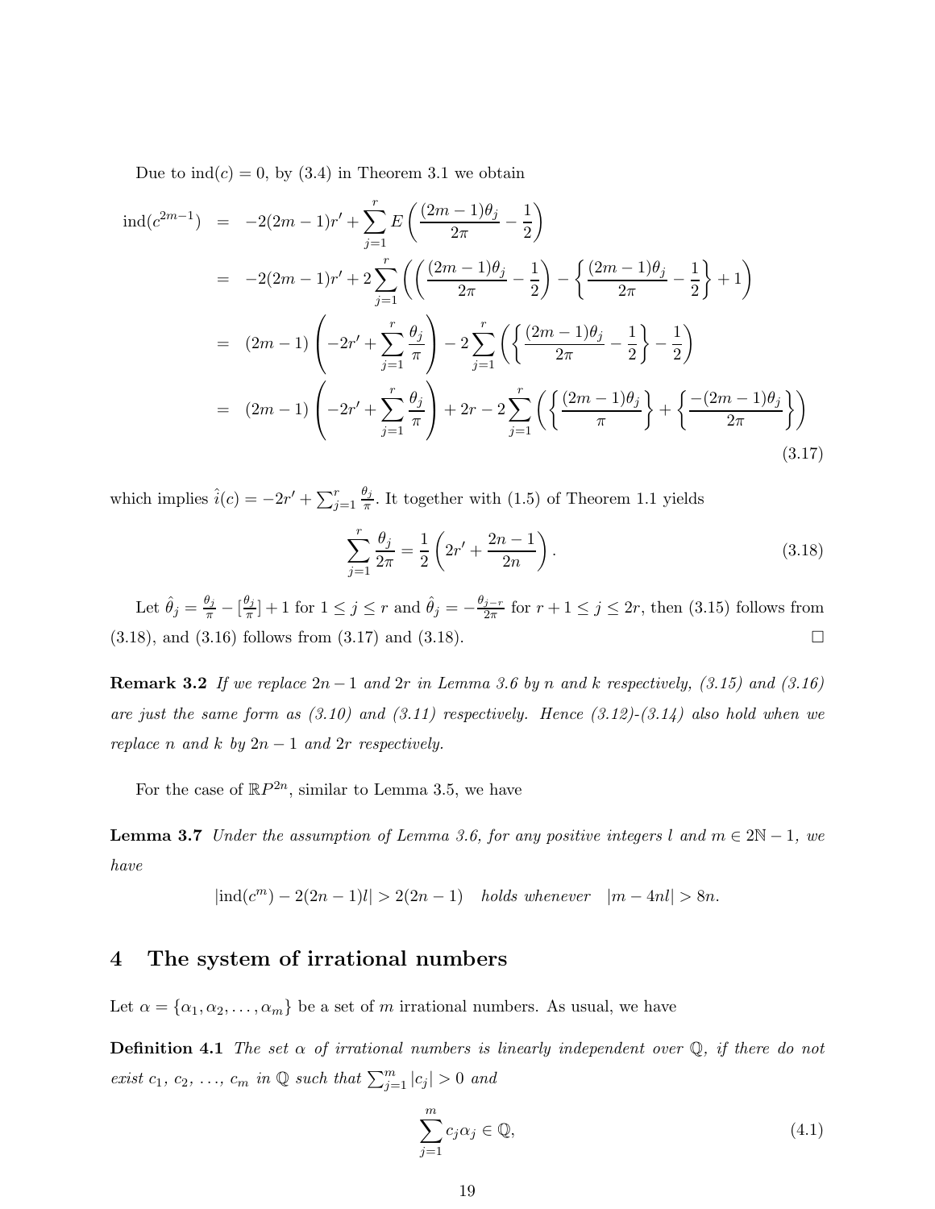Due to $\mathrm{ind}(c) = 0$, by (3.4) in Theorem 3.1 we obtain

$$
\begin{aligned}
\mathrm{ind}(c^{2m-1}) &= -2(2m-1)r' + \sum_{j=1}^{r} E\left(\frac{(2m-1)\theta_j}{2\pi} - \frac{1}{2}\right) \\
&= -2(2m-1)r' + 2\sum_{j=1}^{r} \left( \left(\frac{(2m-1)\theta_j}{2\pi} - \frac{1}{2}\right) - \left\{\frac{(2m-1)\theta_j}{2\pi} - \frac{1}{2}\right\} + 1 \right) \\
&= (2m-1)\left(-2r' + \sum_{j=1}^{r} \frac{\theta_j}{\pi}\right) - 2\sum_{j=1}^{r} \left( \left\{\frac{(2m-1)\theta_j}{2\pi} - \frac{1}{2}\right\} - \frac{1}{2} \right) \\
&= (2m-1)\left(-2r' + \sum_{j=1}^{r} \frac{\theta_j}{\pi}\right) + 2r - 2\sum_{j=1}^{r} \left( \left\{\frac{(2m-1)\theta_j}{\pi}\right\} + \left\{\frac{-(2m-1)\theta_j}{2\pi}\right\} \right)
\end{aligned} \tag{3.17}
$$

which implies $\hat{i}(c) = -2r' + \sum_{j=1}^{r} \frac{\theta_j}{\pi}$. It together with (1.5) of Theorem 1.1 yields

$$
\sum_{j=1}^{r} \frac{\theta_j}{2\pi} = \frac{1}{2}\left(2r' + \frac{2n-1}{2n}\right). \tag{3.18}
$$

Let $\hat{\theta}_j = \frac{\theta_j}{\pi} - [\frac{\theta_j}{\pi}] + 1$ for $1 \le j \le r$ and $\hat{\theta}_j = -\frac{\theta_{j-r}}{2\pi}$ for $r+1 \le j \le 2r$, then (3.15) follows from (3.18), and (3.16) follows from (3.17) and (3.18). $\square$

**Remark 3.2** *If we replace $2n-1$ and $2r$ in Lemma 3.6 by $n$ and $k$ respectively, (3.15) and (3.16) are just the same form as (3.10) and (3.11) respectively. Hence (3.12)-(3.14) also hold when we replace $n$ and $k$ by $2n-1$ and $2r$ respectively.*

For the case of $\mathbb{R}P^{2n}$, similar to Lemma 3.5, we have

**Lemma 3.7** *Under the assumption of Lemma 3.6, for any positive integers $l$ and $m \in 2\mathbb{N}-1$, we have*

$$
|\mathrm{ind}(c^m) - 2(2n-1)l| > 2(2n-1) \quad \textit{holds whenever} \quad |m - 4nl| > 8n.
$$

# 4 The system of irrational numbers

Let $\alpha = \{\alpha_1, \alpha_2, \ldots, \alpha_m\}$ be a set of $m$ irrational numbers. As usual, we have

**Definition 4.1** *The set $\alpha$ of irrational numbers is linearly independent over $\mathbb{Q}$, if there do not exist $c_1, c_2, \ldots, c_m$ in $\mathbb{Q}$ such that $\sum_{j=1}^{m} |c_j| > 0$ and*

$$
\sum_{j=1}^{m} c_j \alpha_j \in \mathbb{Q}, \tag{4.1}
$$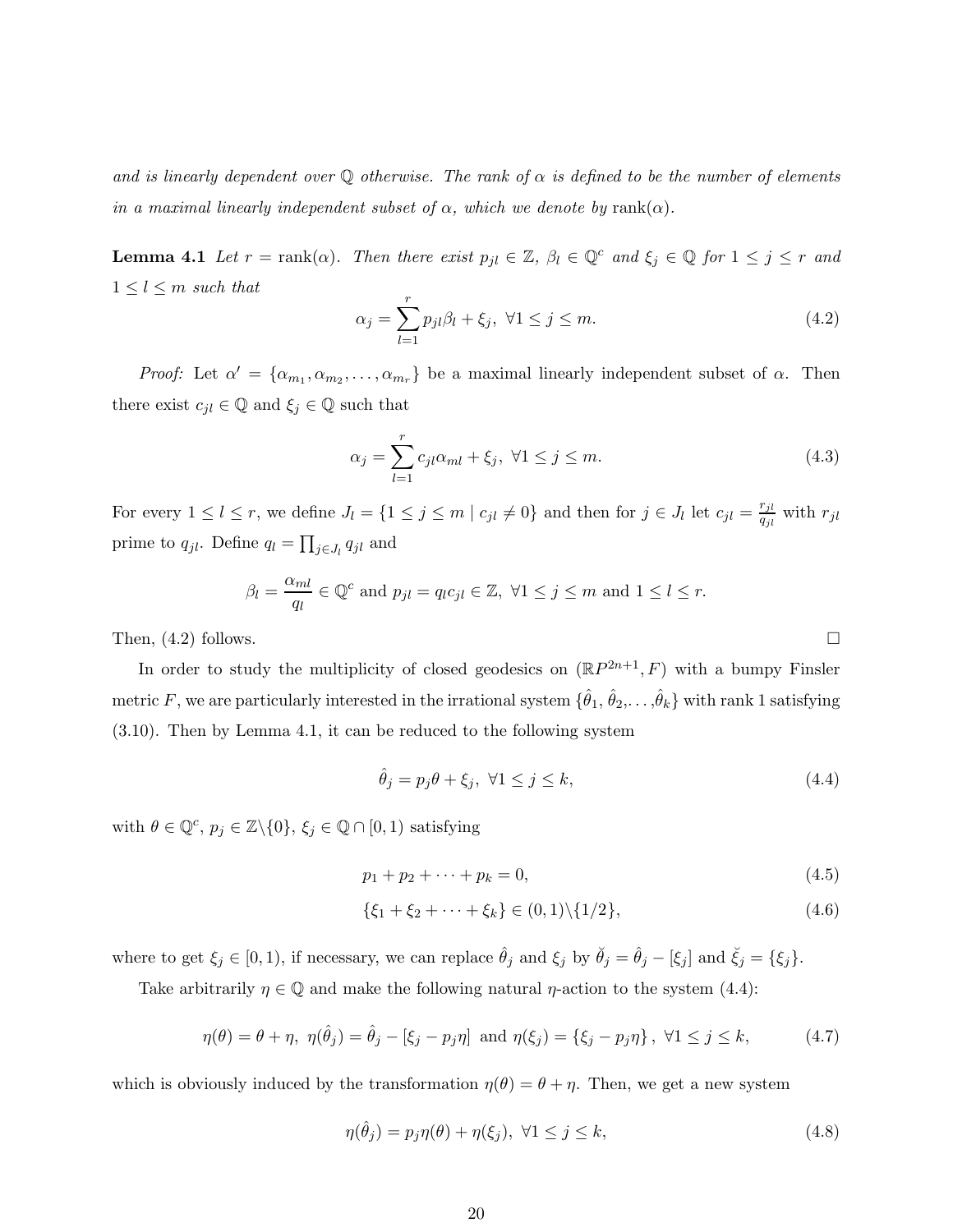*and is linearly dependent over $\mathbb{Q}$ otherwise. The rank of $\alpha$ is defined to be the number of elements in a maximal linearly independent subset of $\alpha$, which we denote by* $\mathrm{rank}(\alpha)$.

**Lemma 4.1** *Let $r = \mathrm{rank}(\alpha)$. Then there exist $p_{jl} \in \mathbb{Z}$, $\beta_l \in \mathbb{Q}^c$ and $\xi_j \in \mathbb{Q}$ for $1 \le j \le r$ and $1 \le l \le m$ such that*

$$\alpha_j = \sum_{l=1}^{r} p_{jl}\beta_l + \xi_j, \ \forall 1 \le j \le m. \tag{4.2}$$

*Proof:* Let $\alpha' = \{\alpha_{m_1}, \alpha_{m_2}, \ldots, \alpha_{m_r}\}$ be a maximal linearly independent subset of $\alpha$. Then there exist $c_{jl} \in \mathbb{Q}$ and $\xi_j \in \mathbb{Q}$ such that

$$\alpha_j = \sum_{l=1}^{r} c_{jl}\alpha_{ml} + \xi_j, \ \forall 1 \le j \le m. \tag{4.3}$$

For every $1 \le l \le r$, we define $J_l = \{1 \le j \le m \mid c_{jl} \neq 0\}$ and then for $j \in J_l$ let $c_{jl} = \frac{r_{jl}}{q_{jl}}$ with $r_{jl}$ prime to $q_{jl}$. Define $q_l = \prod_{j \in J_l} q_{jl}$ and

$$\beta_l = \frac{\alpha_{ml}}{q_l} \in \mathbb{Q}^c \text{ and } p_{jl} = q_l c_{jl} \in \mathbb{Z}, \ \forall 1 \le j \le m \text{ and } 1 \le l \le r.$$

Then, (4.2) follows. □

In order to study the multiplicity of closed geodesics on $(\mathbb{R}P^{2n+1}, F)$ with a bumpy Finsler metric $F$, we are particularly interested in the irrational system $\{\hat{\theta}_1, \hat{\theta}_2, \ldots, \hat{\theta}_k\}$ with rank 1 satisfying (3.10). Then by Lemma 4.1, it can be reduced to the following system

$$\hat{\theta}_j = p_j\theta + \xi_j, \ \forall 1 \le j \le k, \tag{4.4}$$

with $\theta \in \mathbb{Q}^c$, $p_j \in \mathbb{Z}\backslash\{0\}$, $\xi_j \in \mathbb{Q} \cap [0, 1)$ satisfying

$$p_1 + p_2 + \cdots + p_k = 0, \tag{4.5}$$

$$\{\xi_1 + \xi_2 + \cdots + \xi_k\} \in (0, 1)\backslash\{1/2\}, \tag{4.6}$$

where to get $\xi_j \in [0, 1)$, if necessary, we can replace $\hat{\theta}_j$ and $\xi_j$ by $\breve{\theta}_j = \hat{\theta}_j - [\xi_j]$ and $\breve{\xi}_j = \{\xi_j\}$.

Take arbitrarily $\eta \in \mathbb{Q}$ and make the following natural $\eta$-action to the system (4.4):

$$\eta(\theta) = \theta + \eta, \ \eta(\hat{\theta}_j) = \hat{\theta}_j - [\xi_j - p_j\eta] \text{ and } \eta(\xi_j) = \{\xi_j - p_j\eta\}, \ \forall 1 \le j \le k, \tag{4.7}$$

which is obviously induced by the transformation $\eta(\theta) = \theta + \eta$. Then, we get a new system

$$\eta(\hat{\theta}_j) = p_j\eta(\theta) + \eta(\xi_j), \ \forall 1 \le j \le k, \tag{4.8}$$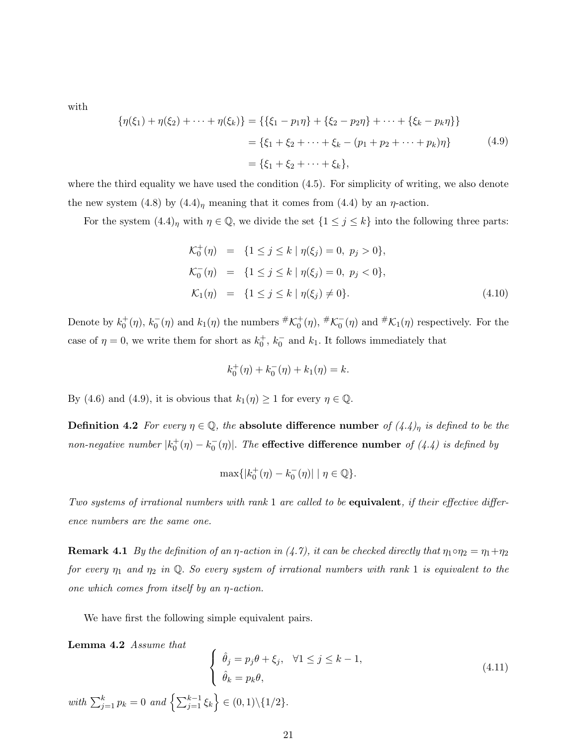with

$$
\begin{aligned}
\{\eta(\xi_1) + \eta(\xi_2) + \cdots + \eta(\xi_k)\} &= \{\{\xi_1 - p_1\eta\} + \{\xi_2 - p_2\eta\} + \cdots + \{\xi_k - p_k\eta\}\} \\
&= \{\xi_1 + \xi_2 + \cdots + \xi_k - (p_1 + p_2 + \cdots + p_k)\eta\} \\
&= \{\xi_1 + \xi_2 + \cdots + \xi_k\},
\end{aligned}
\tag{4.9}
$$

where the third equality we have used the condition (4.5). For simplicity of writing, we also denote the new system (4.8) by $(4.4)_\eta$ meaning that it comes from (4.4) by an $\eta$-action.

For the system $(4.4)_\eta$ with $\eta \in \mathbb{Q}$, we divide the set $\{1 \le j \le k\}$ into the following three parts:

$$
\begin{aligned}
\mathcal{K}_0^+(\eta) &= \{1 \le j \le k \mid \eta(\xi_j) = 0,\ p_j > 0\}, \\
\mathcal{K}_0^-(\eta) &= \{1 \le j \le k \mid \eta(\xi_j) = 0,\ p_j < 0\}, \\
\mathcal{K}_1(\eta) &= \{1 \le j \le k \mid \eta(\xi_j) \neq 0\}.
\end{aligned}
\tag{4.10}
$$

Denote by $k_0^+(\eta)$, $k_0^-(\eta)$ and $k_1(\eta)$ the numbers ${}^\#\mathcal{K}_0^+(\eta)$, ${}^\#\mathcal{K}_0^-(\eta)$ and ${}^\#\mathcal{K}_1(\eta)$ respectively. For the case of $\eta = 0$, we write them for short as $k_0^+$, $k_0^-$ and $k_1$. It follows immediately that

$$
k_0^+(\eta) + k_0^-(\eta) + k_1(\eta) = k.
$$

By (4.6) and (4.9), it is obvious that $k_1(\eta) \ge 1$ for every $\eta \in \mathbb{Q}$.

**Definition 4.2** *For every $\eta \in \mathbb{Q}$, the* **absolute difference number** *of $(4.4)_\eta$ is defined to be the non-negative number $|k_0^+(\eta) - k_0^-(\eta)|$. The* **effective difference number** *of (4.4) is defined by*

$$
\max\{|k_0^+(\eta) - k_0^-(\eta)| \mid \eta \in \mathbb{Q}\}.
$$

*Two systems of irrational numbers with rank 1 are called to be* **equivalent***, if their effective difference numbers are the same one.*

**Remark 4.1** *By the definition of an $\eta$-action in (4.7), it can be checked directly that $\eta_1 \circ \eta_2 = \eta_1 + \eta_2$ for every $\eta_1$ and $\eta_2$ in $\mathbb{Q}$. So every system of irrational numbers with rank 1 is equivalent to the one which comes from itself by an $\eta$-action.*

We have first the following simple equivalent pairs.

**Lemma 4.2** *Assume that*

$$
\begin{cases}
\hat{\theta}_j = p_j\theta + \xi_j, & \forall 1 \le j \le k-1, \\
\hat{\theta}_k = p_k\theta,
\end{cases}
\tag{4.11}
$$

*with $\sum_{j=1}^k p_k = 0$ and $\left\{\sum_{j=1}^{k-1} \xi_k\right\} \in (0,1)\backslash\{1/2\}$.*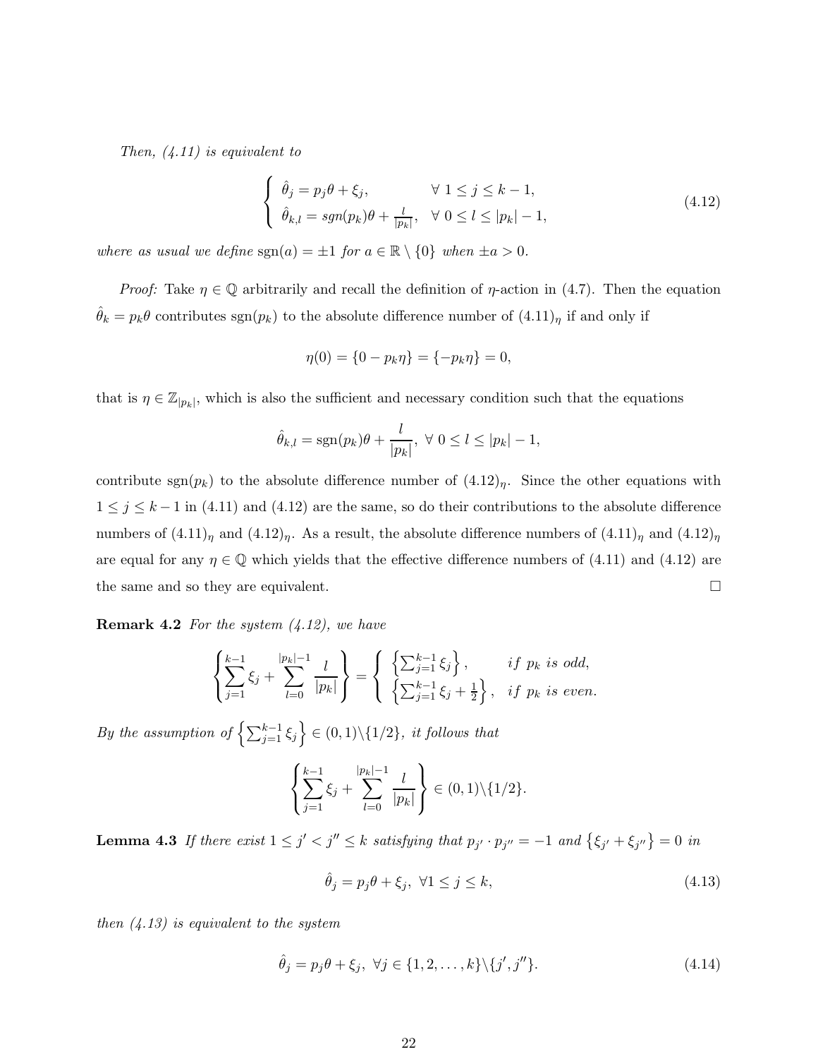*Then, (4.11) is equivalent to*

$$
\begin{cases} \hat{\theta}_j = p_j\theta + \xi_j, & \forall\ 1 \le j \le k-1, \\ \hat{\theta}_{k,l} = sgn(p_k)\theta + \frac{l}{|p_k|}, & \forall\ 0 \le l \le |p_k|-1, \end{cases} \tag{4.12}
$$

*where as usual we define* $\mathrm{sgn}(a) = \pm 1$ *for* $a \in \mathbb{R} \setminus \{0\}$ *when* $\pm a > 0$.

*Proof:* Take $\eta \in \mathbb{Q}$ arbitrarily and recall the definition of $\eta$-action in (4.7). Then the equation $\hat{\theta}_k = p_k\theta$ contributes $\mathrm{sgn}(p_k)$ to the absolute difference number of $(4.11)_\eta$ if and only if

$$
\eta(0) = \{0 - p_k\eta\} = \{-p_k\eta\} = 0,
$$

that is $\eta \in \mathbb{Z}_{|p_k|}$, which is also the sufficient and necessary condition such that the equations

$$
\hat{\theta}_{k,l} = \mathrm{sgn}(p_k)\theta + \frac{l}{|p_k|},\ \forall\ 0 \le l \le |p_k|-1,
$$

contribute $\mathrm{sgn}(p_k)$ to the absolute difference number of $(4.12)_\eta$. Since the other equations with $1 \le j \le k-1$ in (4.11) and (4.12) are the same, so do their contributions to the absolute difference numbers of $(4.11)_\eta$ and $(4.12)_\eta$. As a result, the absolute difference numbers of $(4.11)_\eta$ and $(4.12)_\eta$ are equal for any $\eta \in \mathbb{Q}$ which yields that the effective difference numbers of (4.11) and (4.12) are the same and so they are equivalent. $\square$

**Remark 4.2** *For the system (4.12), we have*

$$
\left\{ \sum_{j=1}^{k-1} \xi_j + \sum_{l=0}^{|p_k|-1} \frac{l}{|p_k|} \right\} = \begin{cases} \left\{ \sum_{j=1}^{k-1} \xi_j \right\}, & if\ p_k\ is\ odd, \\ \left\{ \sum_{j=1}^{k-1} \xi_j + \frac{1}{2} \right\}, & if\ p_k\ is\ even. \end{cases}
$$

*By the assumption of* $\left\{ \sum_{j=1}^{k-1} \xi_j \right\} \in (0,1) \setminus \{1/2\}$, *it follows that*

$$
\left\{ \sum_{j=1}^{k-1} \xi_j + \sum_{l=0}^{|p_k|-1} \frac{l}{|p_k|} \right\} \in (0,1) \setminus \{1/2\}.
$$

**Lemma 4.3** *If there exist* $1 \le j' < j'' \le k$ *satisfying that* $p_{j'} \cdot p_{j''} = -1$ *and* $\{\xi_{j'} + \xi_{j''}\} = 0$ *in*

$$
\hat{\theta}_j = p_j\theta + \xi_j,\ \forall 1 \le j \le k, \tag{4.13}
$$

*then (4.13) is equivalent to the system*

$$
\hat{\theta}_j = p_j\theta + \xi_j,\ \forall j \in \{1, 2, \ldots, k\} \setminus \{j', j''\}. \tag{4.14}
$$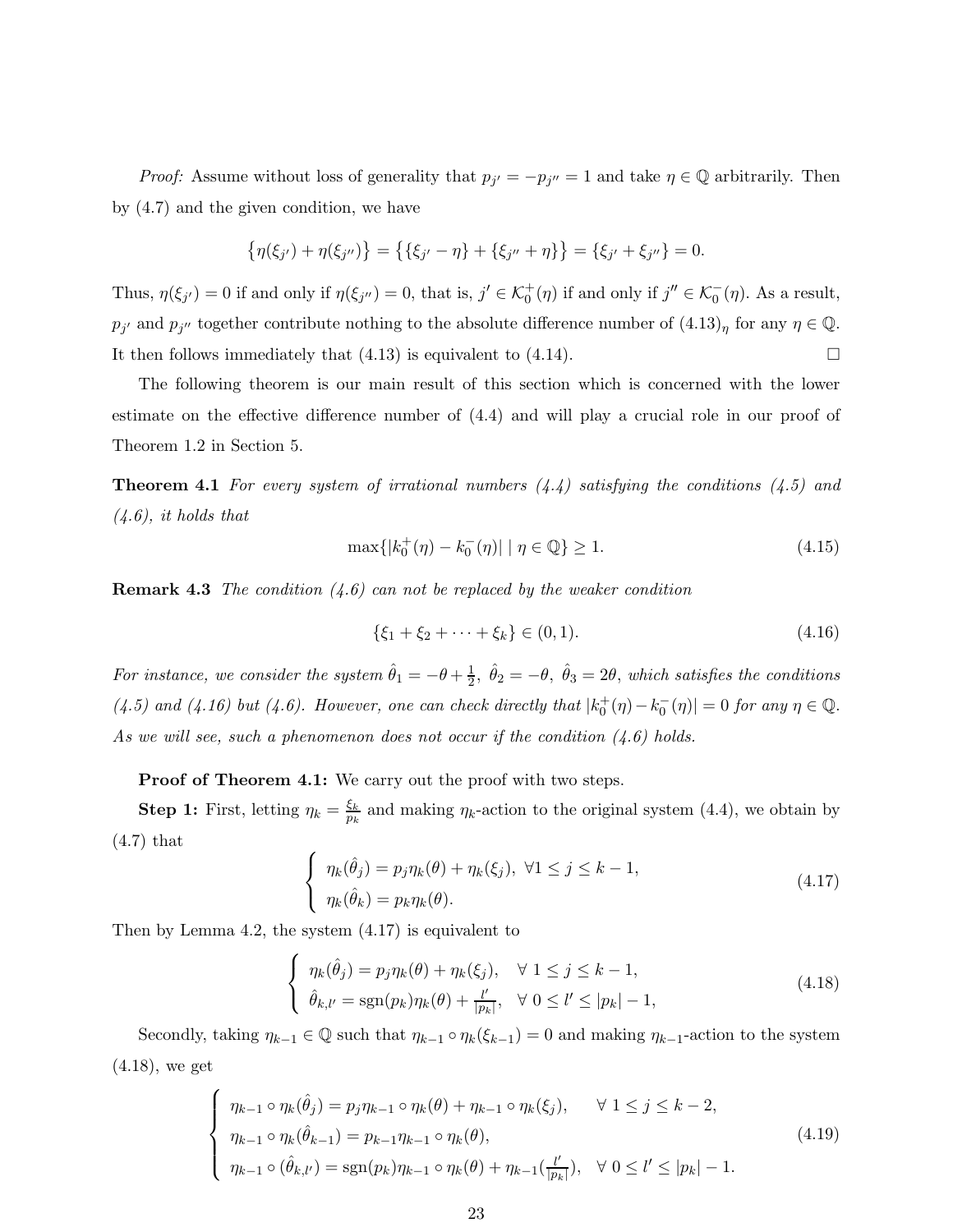*Proof:* Assume without loss of generality that $p_{j'} = -p_{j''} = 1$ and take $\eta \in \mathbb{Q}$ arbitrarily. Then by (4.7) and the given condition, we have

$$\{\eta(\xi_{j'}) + \eta(\xi_{j''})\} = \{\{\xi_{j'} - \eta\} + \{\xi_{j''} + \eta\}\} = \{\xi_{j'} + \xi_{j''}\} = 0.$$

Thus, $\eta(\xi_{j'}) = 0$ if and only if $\eta(\xi_{j''}) = 0$, that is, $j' \in \mathcal{K}_0^+(\eta)$ if and only if $j'' \in \mathcal{K}_0^-(\eta)$. As a result, $p_{j'}$ and $p_{j''}$ together contribute nothing to the absolute difference number of $(4.13)_\eta$ for any $\eta \in \mathbb{Q}$. It then follows immediately that (4.13) is equivalent to (4.14). $\square$

The following theorem is our main result of this section which is concerned with the lower estimate on the effective difference number of (4.4) and will play a crucial role in our proof of Theorem 1.2 in Section 5.

**Theorem 4.1** *For every system of irrational numbers (4.4) satisfying the conditions (4.5) and (4.6), it holds that*

$$\max\{|k_0^+(\eta) - k_0^-(\eta)| \mid \eta \in \mathbb{Q}\} \geq 1. \tag{4.15}$$

**Remark 4.3** *The condition (4.6) can not be replaced by the weaker condition*

$$\{\xi_1 + \xi_2 + \cdots + \xi_k\} \in (0, 1). \tag{4.16}$$

*For instance, we consider the system $\hat{\theta}_1 = -\theta + \frac{1}{2}$, $\hat{\theta}_2 = -\theta$, $\hat{\theta}_3 = 2\theta$, which satisfies the conditions (4.5) and (4.16) but (4.6). However, one can check directly that $|k_0^+(\eta) - k_0^-(\eta)| = 0$ for any $\eta \in \mathbb{Q}$. As we will see, such a phenomenon does not occur if the condition (4.6) holds.*

**Proof of Theorem 4.1:** We carry out the proof with two steps.

**Step 1:** First, letting $\eta_k = \frac{\xi_k}{p_k}$ and making $\eta_k$-action to the original system (4.4), we obtain by (4.7) that

$$\begin{cases} \eta_k(\hat{\theta}_j) = p_j \eta_k(\theta) + \eta_k(\xi_j), \ \forall 1 \leq j \leq k-1, \\ \eta_k(\hat{\theta}_k) = p_k \eta_k(\theta). \end{cases} \tag{4.17}$$

Then by Lemma 4.2, the system (4.17) is equivalent to

$$\begin{cases} \eta_k(\hat{\theta}_j) = p_j \eta_k(\theta) + \eta_k(\xi_j), \quad \forall\ 1 \leq j \leq k-1, \\ \hat{\theta}_{k,l'} = \mathrm{sgn}(p_k)\eta_k(\theta) + \frac{l'}{|p_k|}, \quad \forall\ 0 \leq l' \leq |p_k| - 1, \end{cases} \tag{4.18}$$

Secondly, taking $\eta_{k-1} \in \mathbb{Q}$ such that $\eta_{k-1} \circ \eta_k(\xi_{k-1}) = 0$ and making $\eta_{k-1}$-action to the system (4.18), we get

$$\begin{cases} \eta_{k-1} \circ \eta_k(\hat{\theta}_j) = p_j \eta_{k-1} \circ \eta_k(\theta) + \eta_{k-1} \circ \eta_k(\xi_j), \qquad \forall\ 1 \leq j \leq k-2, \\ \eta_{k-1} \circ \eta_k(\hat{\theta}_{k-1}) = p_{k-1} \eta_{k-1} \circ \eta_k(\theta), \\ \eta_{k-1} \circ (\hat{\theta}_{k,l'}) = \mathrm{sgn}(p_k)\eta_{k-1} \circ \eta_k(\theta) + \eta_{k-1}(\frac{l'}{|p_k|}), \quad \forall\ 0 \leq l' \leq |p_k| - 1. \end{cases} \tag{4.19}$$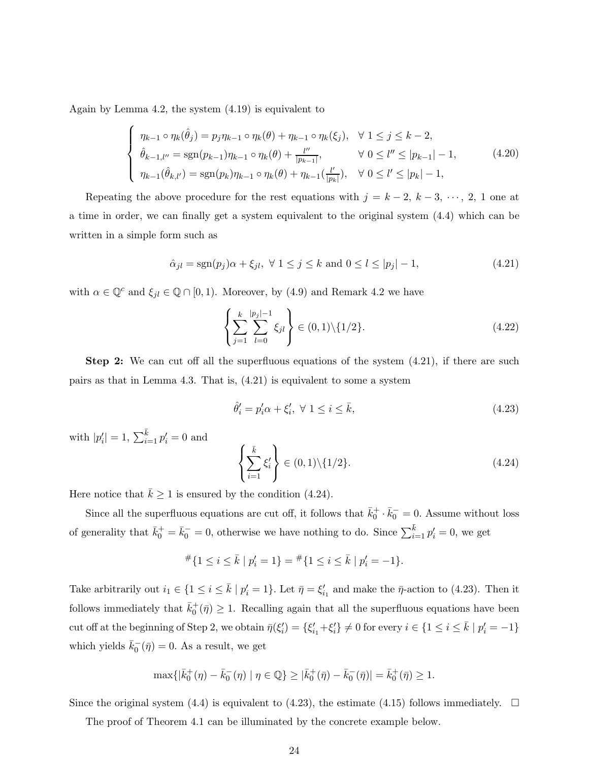Again by Lemma 4.2, the system (4.19) is equivalent to

$$
\begin{cases}
\eta_{k-1} \circ \eta_k(\hat{\theta}_j) = p_j \eta_{k-1} \circ \eta_k(\theta) + \eta_{k-1} \circ \eta_k(\xi_j), & \forall\ 1 \leq j \leq k-2, \\
\hat{\theta}_{k-1,l''} = \operatorname{sgn}(p_{k-1}) \eta_{k-1} \circ \eta_k(\theta) + \frac{l''}{|p_{k-1}|}, & \forall\ 0 \leq l'' \leq |p_{k-1}| - 1, \\
\eta_{k-1}(\hat{\theta}_{k,l'}) = \operatorname{sgn}(p_k) \eta_{k-1} \circ \eta_k(\theta) + \eta_{k-1}(\frac{l'}{|p_k|}), & \forall\ 0 \leq l' \leq |p_k| - 1,
\end{cases}
\tag{4.20}
$$

Repeating the above procedure for the rest equations with $j = k-2,\ k-3,\ \cdots,\ 2,\ 1$ one at a time in order, we can finally get a system equivalent to the original system (4.4) which can be written in a simple form such as

$$
\hat{\alpha}_{jl} = \operatorname{sgn}(p_j)\alpha + \xi_{jl},\ \forall\ 1 \leq j \leq k \text{ and } 0 \leq l \leq |p_j| - 1,
\tag{4.21}
$$

with $\alpha \in \mathbb{Q}^c$ and $\xi_{jl} \in \mathbb{Q} \cap [0, 1)$. Moreover, by (4.9) and Remark 4.2 we have

$$
\left\{ \sum_{j=1}^{k} \sum_{l=0}^{|p_j|-1} \xi_{jl} \right\} \in (0, 1) \backslash \{1/2\}.
\tag{4.22}
$$

**Step 2:** We can cut off all the superfluous equations of the system (4.21), if there are such pairs as that in Lemma 4.3. That is, (4.21) is equivalent to some a system

$$
\hat{\theta}'_i = p'_i \alpha + \xi'_i,\ \forall\ 1 \leq i \leq \bar{k},
\tag{4.23}
$$

with $|p'_i| = 1$, $\sum_{i=1}^{\bar{k}} p'_i = 0$ and

$$
\left\{ \sum_{i=1}^{\bar{k}} \xi'_i \right\} \in (0, 1) \backslash \{1/2\}.
\tag{4.24}
$$

Here notice that $\bar{k} \geq 1$ is ensured by the condition (4.24).

Since all the superfluous equations are cut off, it follows that $\bar{k}_0^+ \cdot \bar{k}_0^- = 0$. Assume without loss of generality that $\bar{k}_0^+ = \bar{k}_0^- = 0$, otherwise we have nothing to do. Since $\sum_{i=1}^{\bar{k}} p'_i = 0$, we get

$$
{}^{\#}\{1 \leq i \leq \bar{k} \mid p'_i = 1\} = {}^{\#}\{1 \leq i \leq \bar{k} \mid p'_i = -1\}.
$$

Take arbitrarily out $i_1 \in \{1 \leq i \leq \bar{k} \mid p'_i = 1\}$. Let $\bar{\eta} = \xi'_{i_1}$ and make the $\bar{\eta}$-action to (4.23). Then it follows immediately that $\bar{k}_0^+(\bar{\eta}) \geq 1$. Recalling again that all the superfluous equations have been cut off at the beginning of Step 2, we obtain $\bar{\eta}(\xi'_i) = \{\xi'_{i_1} + \xi'_i\} \neq 0$ for every $i \in \{1 \leq i \leq \bar{k} \mid p'_i = -1\}$ which yields $\bar{k}_0^-(\bar{\eta}) = 0$. As a result, we get

$$
\max\{|\bar{k}_0^+(\eta) - \bar{k}_0^-(\eta) \mid \eta \in \mathbb{Q}\} \geq |\bar{k}_0^+(\bar{\eta}) - \bar{k}_0^-(\bar{\eta})| = \bar{k}_0^+(\bar{\eta}) \geq 1.
$$

Since the original system (4.4) is equivalent to (4.23), the estimate (4.15) follows immediately. $\square$

The proof of Theorem 4.1 can be illuminated by the concrete example below.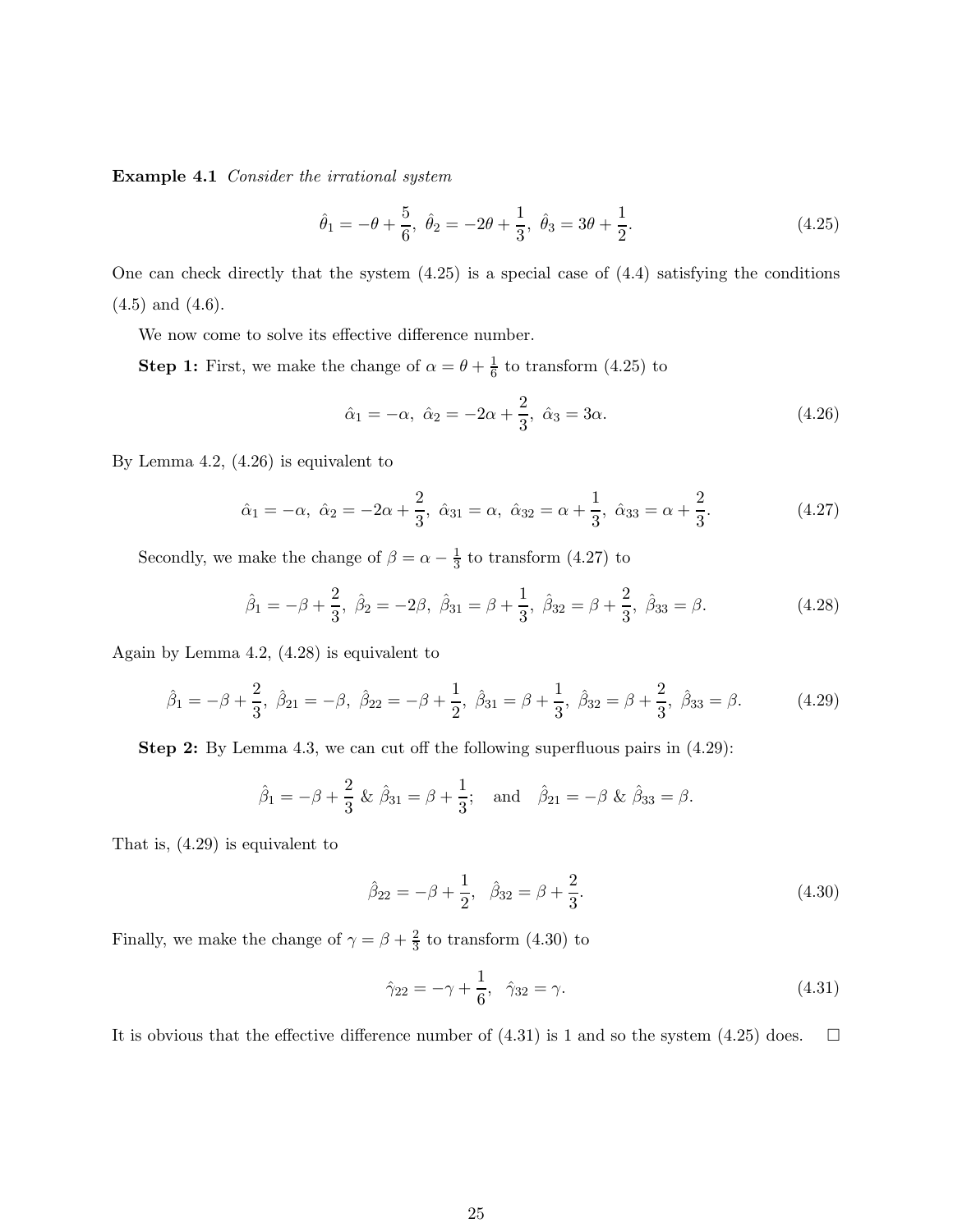**Example 4.1** *Consider the irrational system*

$$\hat{\theta}_1 = -\theta + \frac{5}{6},\ \hat{\theta}_2 = -2\theta + \frac{1}{3},\ \hat{\theta}_3 = 3\theta + \frac{1}{2}. \tag{4.25}$$

One can check directly that the system (4.25) is a special case of (4.4) satisfying the conditions (4.5) and (4.6).

We now come to solve its effective difference number.

**Step 1:** First, we make the change of $\alpha = \theta + \frac{1}{6}$ to transform (4.25) to

$$\hat{\alpha}_1 = -\alpha,\ \hat{\alpha}_2 = -2\alpha + \frac{2}{3},\ \hat{\alpha}_3 = 3\alpha. \tag{4.26}$$

By Lemma 4.2, (4.26) is equivalent to

$$\hat{\alpha}_1 = -\alpha,\ \hat{\alpha}_2 = -2\alpha + \frac{2}{3},\ \hat{\alpha}_{31} = \alpha,\ \hat{\alpha}_{32} = \alpha + \frac{1}{3},\ \hat{\alpha}_{33} = \alpha + \frac{2}{3}. \tag{4.27}$$

Secondly, we make the change of $\beta = \alpha - \frac{1}{3}$ to transform (4.27) to

$$\hat{\beta}_1 = -\beta + \frac{2}{3},\ \hat{\beta}_2 = -2\beta,\ \hat{\beta}_{31} = \beta + \frac{1}{3},\ \hat{\beta}_{32} = \beta + \frac{2}{3},\ \hat{\beta}_{33} = \beta. \tag{4.28}$$

Again by Lemma 4.2, (4.28) is equivalent to

$$\hat{\beta}_1 = -\beta + \frac{2}{3},\ \hat{\beta}_{21} = -\beta,\ \hat{\beta}_{22} = -\beta + \frac{1}{2},\ \hat{\beta}_{31} = \beta + \frac{1}{3},\ \hat{\beta}_{32} = \beta + \frac{2}{3},\ \hat{\beta}_{33} = \beta. \tag{4.29}$$

**Step 2:** By Lemma 4.3, we can cut off the following superfluous pairs in (4.29):

$$\hat{\beta}_1 = -\beta + \frac{2}{3}\ \&\ \hat{\beta}_{31} = \beta + \frac{1}{3}; \quad \text{and} \quad \hat{\beta}_{21} = -\beta\ \&\ \hat{\beta}_{33} = \beta.$$

That is, (4.29) is equivalent to

$$\hat{\beta}_{22} = -\beta + \frac{1}{2},\quad \hat{\beta}_{32} = \beta + \frac{2}{3}. \tag{4.30}$$

Finally, we make the change of $\gamma = \beta + \frac{2}{3}$ to transform (4.30) to

$$\hat{\gamma}_{22} = -\gamma + \frac{1}{6},\quad \hat{\gamma}_{32} = \gamma. \tag{4.31}$$

It is obvious that the effective difference number of (4.31) is 1 and so the system (4.25) does. $\square$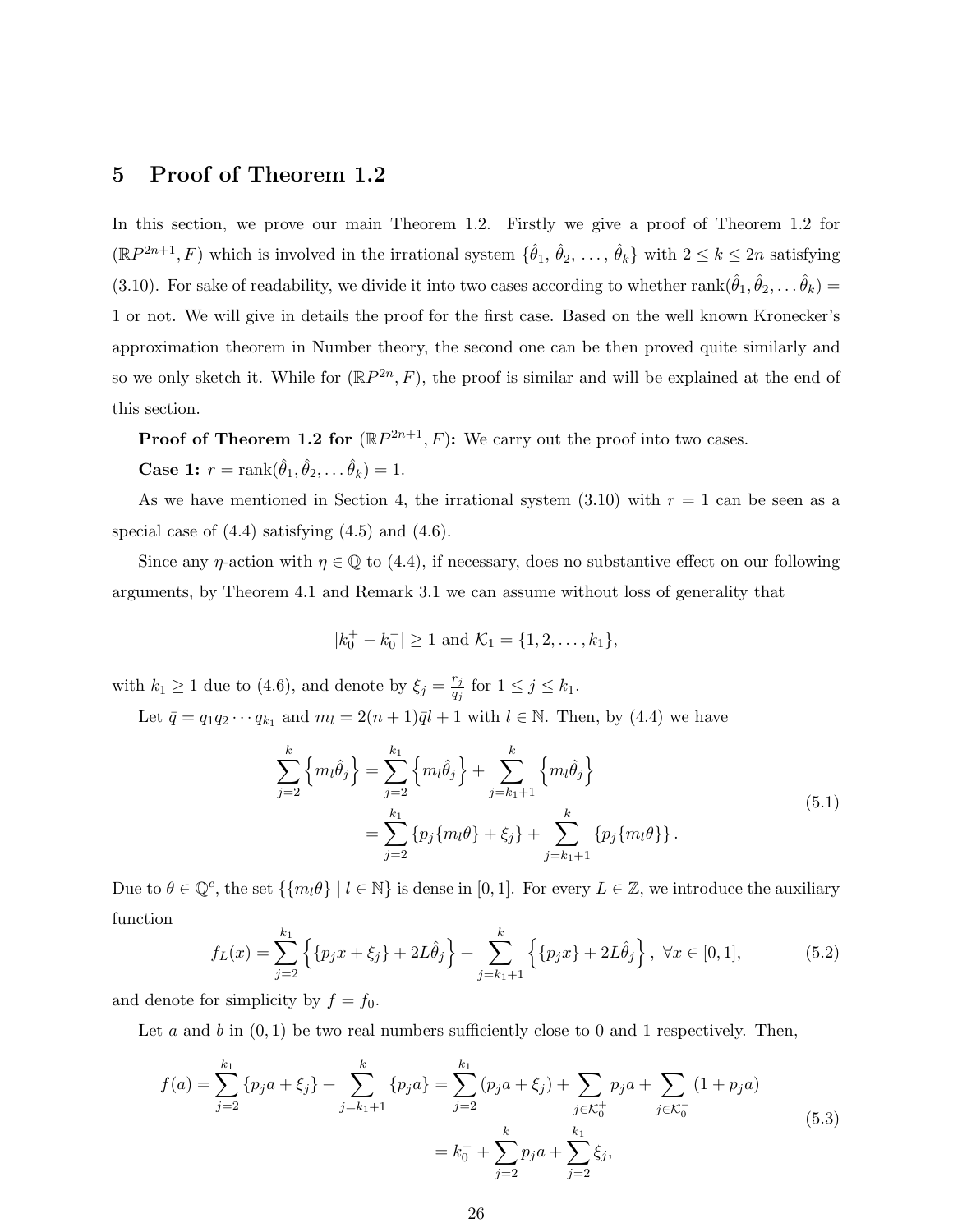## 5 Proof of Theorem 1.2

In this section, we prove our main Theorem 1.2. Firstly we give a proof of Theorem 1.2 for $(\mathbb{R}P^{2n+1}, F)$ which is involved in the irrational system $\{\hat{\theta}_1, \hat{\theta}_2, \ldots, \hat{\theta}_k\}$ with $2 \le k \le 2n$ satisfying (3.10). For sake of readability, we divide it into two cases according to whether $\mathrm{rank}(\hat{\theta}_1, \hat{\theta}_2, \ldots \hat{\theta}_k) = 1$ or not. We will give in details the proof for the first case. Based on the well known Kronecker's approximation theorem in Number theory, the second one can be then proved quite similarly and so we only sketch it. While for $(\mathbb{R}P^{2n}, F)$, the proof is similar and will be explained at the end of this section.

**Proof of Theorem 1.2 for** $(\mathbb{R}P^{2n+1}, F)$**:** We carry out the proof into two cases.

**Case 1:** $r = \mathrm{rank}(\hat{\theta}_1, \hat{\theta}_2, \ldots \hat{\theta}_k) = 1$.

As we have mentioned in Section 4, the irrational system (3.10) with $r = 1$ can be seen as a special case of (4.4) satisfying (4.5) and (4.6).

Since any $\eta$-action with $\eta \in \mathbb{Q}$ to (4.4), if necessary, does no substantive effect on our following arguments, by Theorem 4.1 and Remark 3.1 we can assume without loss of generality that

$$|k_0^+ - k_0^-| \ge 1 \text{ and } \mathcal{K}_1 = \{1, 2, \ldots, k_1\},$$

with $k_1 \ge 1$ due to (4.6), and denote by $\xi_j = \frac{r_j}{q_j}$ for $1 \le j \le k_1$.

Let $\bar{q} = q_1 q_2 \cdots q_{k_1}$ and $m_l = 2(n+1)\bar{q}l + 1$ with $l \in \mathbb{N}$. Then, by (4.4) we have

$$\begin{aligned}\sum_{j=2}^{k} \left\{ m_l \hat{\theta}_j \right\} &= \sum_{j=2}^{k_1} \left\{ m_l \hat{\theta}_j \right\} + \sum_{j=k_1+1}^{k} \left\{ m_l \hat{\theta}_j \right\} \\ &= \sum_{j=2}^{k_1} \{ p_j \{ m_l \theta \} + \xi_j \} + \sum_{j=k_1+1}^{k} \{ p_j \{ m_l \theta \} \}.\end{aligned} \tag{5.1}$$

Due to $\theta \in \mathbb{Q}^c$, the set $\{\{m_l \theta\} \mid l \in \mathbb{N}\}$ is dense in $[0,1]$. For every $L \in \mathbb{Z}$, we introduce the auxiliary function

$$f_L(x) = \sum_{j=2}^{k_1} \left\{ \{p_j x + \xi_j\} + 2L\hat{\theta}_j \right\} + \sum_{j=k_1+1}^{k} \left\{ \{p_j x\} + 2L\hat{\theta}_j \right\}, \ \forall x \in [0,1], \tag{5.2}$$

and denote for simplicity by $f = f_0$.

Let $a$ and $b$ in $(0,1)$ be two real numbers sufficiently close to 0 and 1 respectively. Then,

$$\begin{aligned}f(a) = \sum_{j=2}^{k_1} \{p_j a + \xi_j\} + \sum_{j=k_1+1}^{k} \{p_j a\} &= \sum_{j=2}^{k_1} (p_j a + \xi_j) + \sum_{j \in \mathcal{K}_0^+} p_j a + \sum_{j \in \mathcal{K}_0^-} (1 + p_j a) \\ &= k_0^- + \sum_{j=2}^{k} p_j a + \sum_{j=2}^{k_1} \xi_j,\end{aligned} \tag{5.3}$$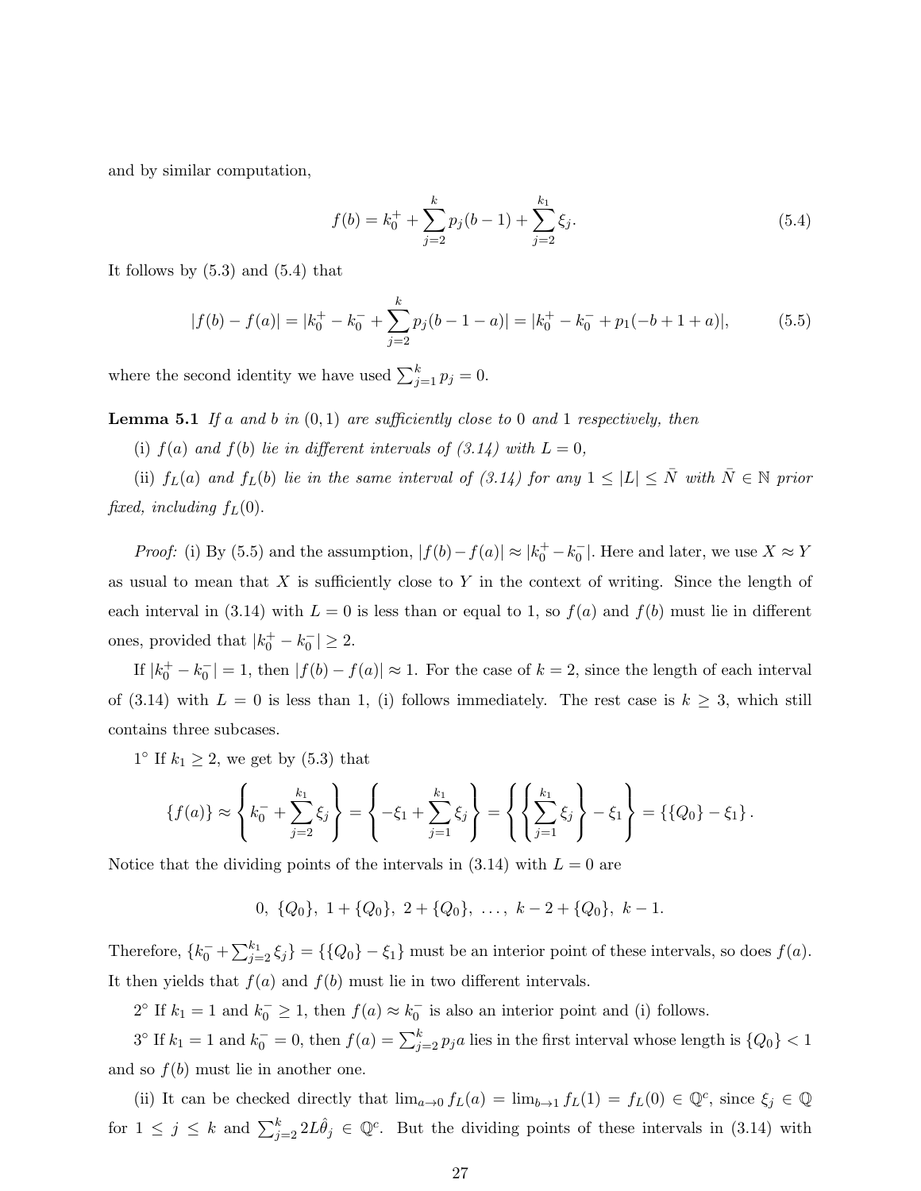and by similar computation,

$$f(b) = k_0^+ + \sum_{j=2}^{k} p_j(b-1) + \sum_{j=2}^{k_1} \xi_j. \tag{5.4}$$

It follows by (5.3) and (5.4) that

$$|f(b) - f(a)| = |k_0^+ - k_0^- + \sum_{j=2}^{k} p_j(b-1-a)| = |k_0^+ - k_0^- + p_1(-b+1+a)|, \tag{5.5}$$

where the second identity we have used $\sum_{j=1}^{k} p_j = 0$.

**Lemma 5.1** *If $a$ and $b$ in $(0,1)$ are sufficiently close to $0$ and $1$ respectively, then*

*(i) $f(a)$ and $f(b)$ lie in different intervals of (3.14) with $L = 0$,*

*(ii) $f_L(a)$ and $f_L(b)$ lie in the same interval of (3.14) for any $1 \le |L| \le \bar{N}$ with $\bar{N} \in \mathbb{N}$ prior fixed, including $f_L(0)$.*

*Proof:* (i) By (5.5) and the assumption, $|f(b) - f(a)| \approx |k_0^+ - k_0^-|$. Here and later, we use $X \approx Y$ as usual to mean that $X$ is sufficiently close to $Y$ in the context of writing. Since the length of each interval in (3.14) with $L = 0$ is less than or equal to 1, so $f(a)$ and $f(b)$ must lie in different ones, provided that $|k_0^+ - k_0^-| \ge 2$.

If $|k_0^+ - k_0^-| = 1$, then $|f(b) - f(a)| \approx 1$. For the case of $k = 2$, since the length of each interval of (3.14) with $L = 0$ is less than 1, (i) follows immediately. The rest case is $k \ge 3$, which still contains three subcases.

1° If $k_1 \ge 2$, we get by (5.3) that

$$\{f(a)\} \approx \left\{k_0^- + \sum_{j=2}^{k_1} \xi_j\right\} = \left\{-\xi_1 + \sum_{j=1}^{k_1} \xi_j\right\} = \left\{\left\{\sum_{j=1}^{k_1} \xi_j\right\} - \xi_1\right\} = \{\{Q_0\} - \xi_1\}.$$

Notice that the dividing points of the intervals in (3.14) with $L = 0$ are

$$0,\ \{Q_0\},\ 1 + \{Q_0\},\ 2 + \{Q_0\},\ \ldots,\ k-2+\{Q_0\},\ k-1.$$

Therefore, $\{k_0^- + \sum_{j=2}^{k_1} \xi_j\} = \{\{Q_0\} - \xi_1\}$ must be an interior point of these intervals, so does $f(a)$. It then yields that $f(a)$ and $f(b)$ must lie in two different intervals.

2° If $k_1 = 1$ and $k_0^- \ge 1$, then $f(a) \approx k_0^-$ is also an interior point and (i) follows.

3° If $k_1 = 1$ and $k_0^- = 0$, then $f(a) = \sum_{j=2}^{k} p_j a$ lies in the first interval whose length is $\{Q_0\} < 1$ and so $f(b)$ must lie in another one.

(ii) It can be checked directly that $\lim_{a \to 0} f_L(a) = \lim_{b \to 1} f_L(1) = f_L(0) \in \mathbb{Q}^c$, since $\xi_j \in \mathbb{Q}$ for $1 \le j \le k$ and $\sum_{j=2}^{k} 2L\hat{\theta}_j \in \mathbb{Q}^c$. But the dividing points of these intervals in (3.14) with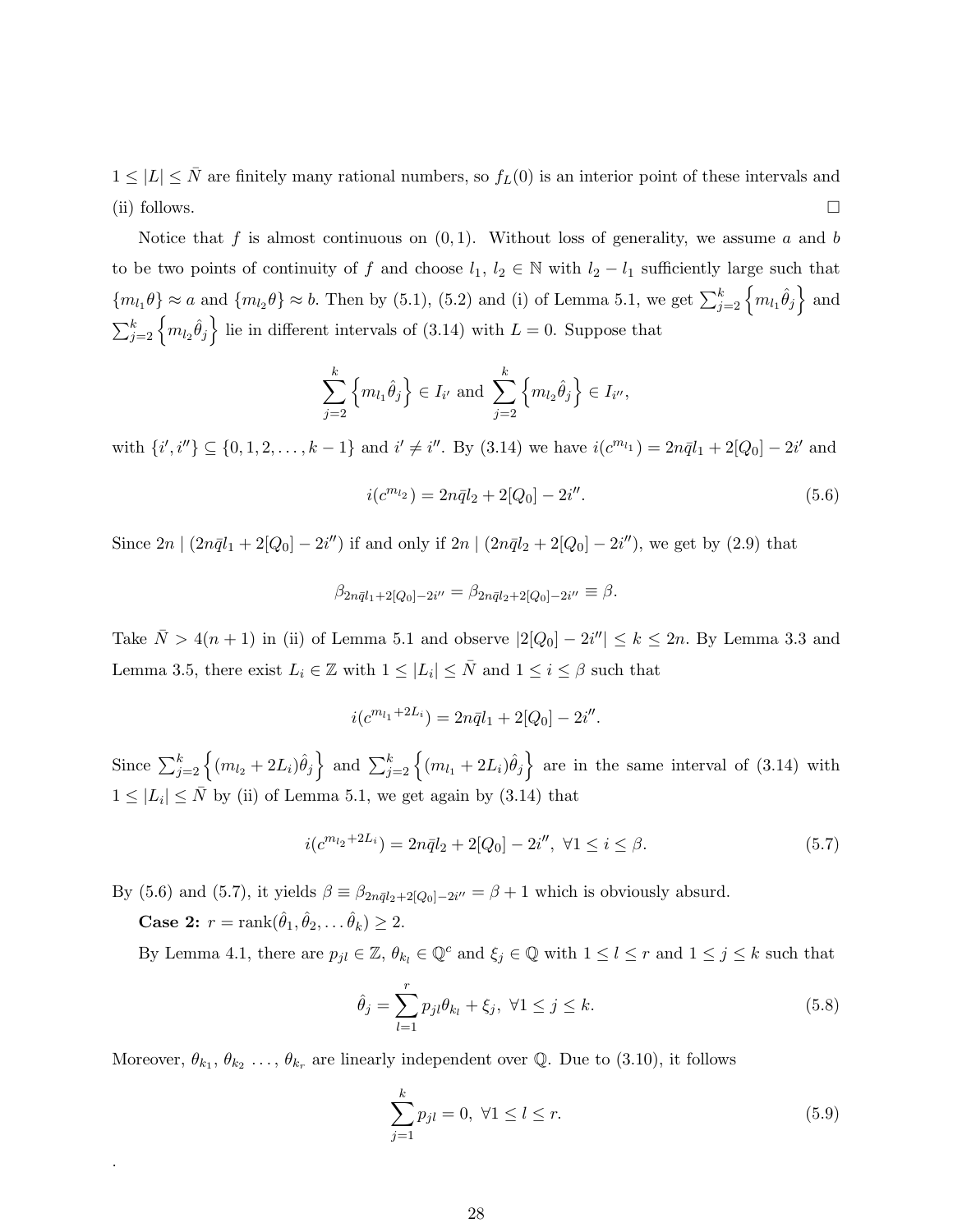$1 \leq |L| \leq \bar{N}$ are finitely many rational numbers, so $f_L(0)$ is an interior point of these intervals and (ii) follows. □

Notice that $f$ is almost continuous on $(0,1)$. Without loss of generality, we assume $a$ and $b$ to be two points of continuity of $f$ and choose $l_1$, $l_2 \in \mathbb{N}$ with $l_2 - l_1$ sufficiently large such that $\{m_{l_1}\theta\} \approx a$ and $\{m_{l_2}\theta\} \approx b$. Then by (5.1), (5.2) and (i) of Lemma 5.1, we get $\sum_{j=2}^{k}\left\{m_{l_1}\hat{\theta}_j\right\}$ and $\sum_{j=2}^{k}\left\{m_{l_2}\hat{\theta}_j\right\}$ lie in different intervals of (3.14) with $L = 0$. Suppose that

$$\sum_{j=2}^{k}\left\{m_{l_1}\hat{\theta}_j\right\} \in I_{i'} \text{ and } \sum_{j=2}^{k}\left\{m_{l_2}\hat{\theta}_j\right\} \in I_{i''},$$

with $\{i', i''\} \subseteq \{0, 1, 2, \ldots, k-1\}$ and $i' \neq i''$. By (3.14) we have $i(c^{m_{l_1}}) = 2n\bar{q}l_1 + 2[Q_0] - 2i'$ and

$$i(c^{m_{l_2}}) = 2n\bar{q}l_2 + 2[Q_0] - 2i''. \tag{5.6}$$

Since $2n \mid (2n\bar{q}l_1 + 2[Q_0] - 2i'')$ if and only if $2n \mid (2n\bar{q}l_2 + 2[Q_0] - 2i'')$, we get by (2.9) that

$$\beta_{2n\bar{q}l_1+2[Q_0]-2i''} = \beta_{2n\bar{q}l_2+2[Q_0]-2i''} \equiv \beta.$$

Take $\bar{N} > 4(n+1)$ in (ii) of Lemma 5.1 and observe $|2[Q_0] - 2i''| \leq k \leq 2n$. By Lemma 3.3 and Lemma 3.5, there exist $L_i \in \mathbb{Z}$ with $1 \leq |L_i| \leq \bar{N}$ and $1 \leq i \leq \beta$ such that

$$i(c^{m_{l_1}+2L_i}) = 2n\bar{q}l_1 + 2[Q_0] - 2i''.$$

Since $\sum_{j=2}^{k}\left\{(m_{l_2} + 2L_i)\hat{\theta}_j\right\}$ and $\sum_{j=2}^{k}\left\{(m_{l_1} + 2L_i)\hat{\theta}_j\right\}$ are in the same interval of (3.14) with $1 \leq |L_i| \leq \bar{N}$ by (ii) of Lemma 5.1, we get again by (3.14) that

$$i(c^{m_{l_2}+2L_i}) = 2n\bar{q}l_2 + 2[Q_0] - 2i'',\ \forall 1 \leq i \leq \beta. \tag{5.7}$$

By (5.6) and (5.7), it yields $\beta \equiv \beta_{2n\bar{q}l_2+2[Q_0]-2i''} = \beta + 1$ which is obviously absurd.

**Case 2:** $r = \mathrm{rank}(\hat{\theta}_1, \hat{\theta}_2, \ldots \hat{\theta}_k) \geq 2$.

By Lemma 4.1, there are $p_{jl} \in \mathbb{Z}$, $\theta_{k_l} \in \mathbb{Q}^c$ and $\xi_j \in \mathbb{Q}$ with $1 \leq l \leq r$ and $1 \leq j \leq k$ such that

$$\hat{\theta}_j = \sum_{l=1}^{r} p_{jl}\theta_{k_l} + \xi_j,\ \forall 1 \leq j \leq k. \tag{5.8}$$

Moreover, $\theta_{k_1}$, $\theta_{k_2}$ $\ldots$, $\theta_{k_r}$ are linearly independent over $\mathbb{Q}$. Due to (3.10), it follows

$$\sum_{j=1}^{k} p_{jl} = 0,\ \forall 1 \leq l \leq r. \tag{5.9}$$

.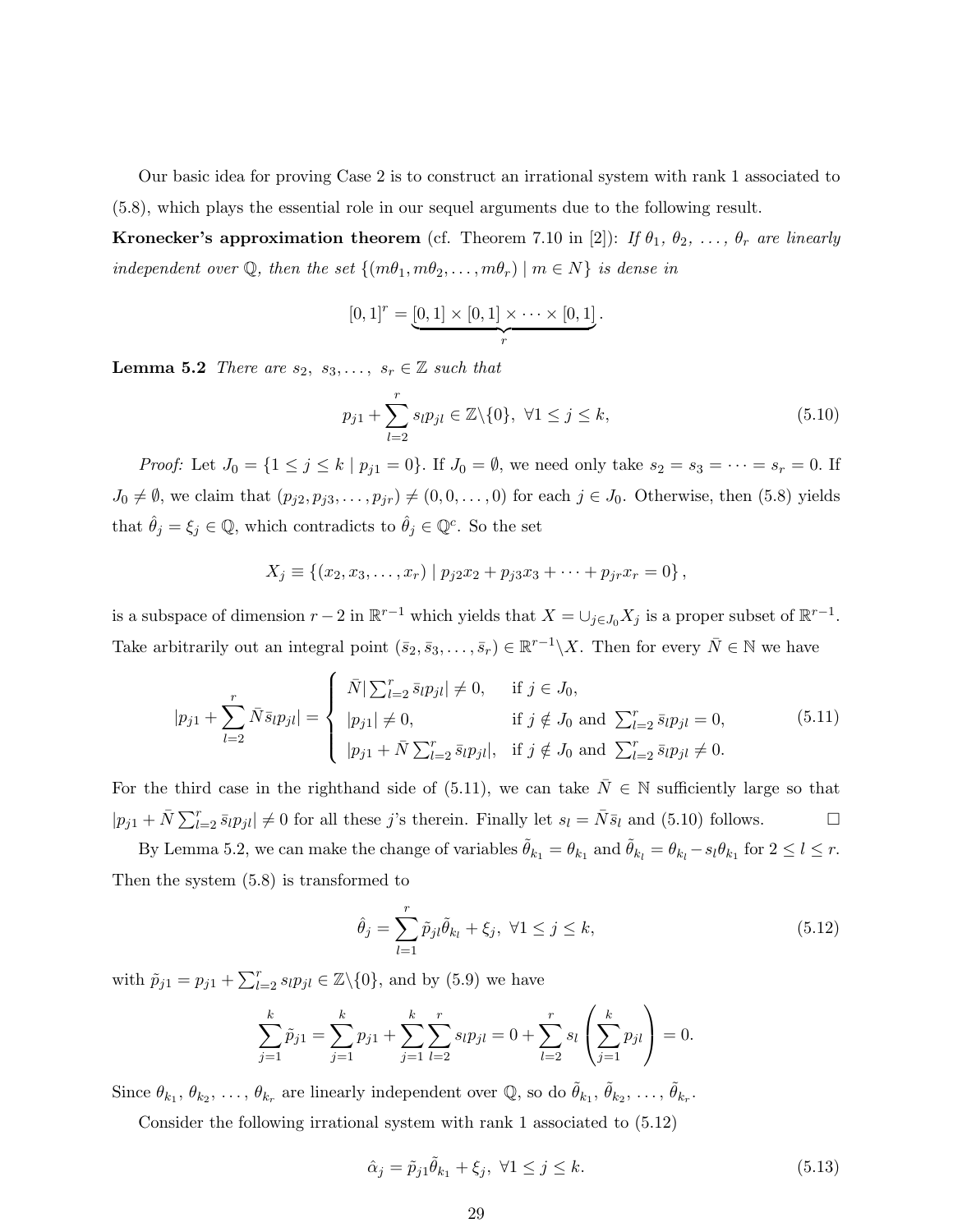Our basic idea for proving Case 2 is to construct an irrational system with rank 1 associated to (5.8), which plays the essential role in our sequel arguments due to the following result.

**Kronecker's approximation theorem** (cf. Theorem 7.10 in [2]): *If $\theta_1, \theta_2, \ldots, \theta_r$ are linearly independent over $\mathbb{Q}$, then the set $\{(m\theta_1, m\theta_2, \ldots, m\theta_r) \mid m \in N\}$ is dense in*

$$[0,1]^r = \underbrace{[0,1] \times [0,1] \times \cdots \times [0,1]}_{r}.$$

**Lemma 5.2** *There are $s_2, s_3, \ldots, s_r \in \mathbb{Z}$ such that*

$$p_{j1} + \sum_{l=2}^{r} s_l p_{jl} \in \mathbb{Z}\backslash\{0\}, \ \forall 1 \le j \le k, \tag{5.10}$$

*Proof:* Let $J_0 = \{1 \le j \le k \mid p_{j1} = 0\}$. If $J_0 = \emptyset$, we need only take $s_2 = s_3 = \cdots = s_r = 0$. If $J_0 \neq \emptyset$, we claim that $(p_{j2}, p_{j3}, \ldots, p_{jr}) \neq (0, 0, \ldots, 0)$ for each $j \in J_0$. Otherwise, then (5.8) yields that $\hat{\theta}_j = \xi_j \in \mathbb{Q}$, which contradicts to $\hat{\theta}_j \in \mathbb{Q}^c$. So the set

$$X_j \equiv \{(x_2, x_3, \ldots, x_r) \mid p_{j2}x_2 + p_{j3}x_3 + \cdots + p_{jr}x_r = 0\},$$

is a subspace of dimension $r-2$ in $\mathbb{R}^{r-1}$ which yields that $X = \cup_{j \in J_0} X_j$ is a proper subset of $\mathbb{R}^{r-1}$. Take arbitrarily out an integral point $(\bar{s}_2, \bar{s}_3, \ldots, \bar{s}_r) \in \mathbb{R}^{r-1}\backslash X$. Then for every $\bar{N} \in \mathbb{N}$ we have

$$|p_{j1} + \sum_{l=2}^{r} \bar{N}\bar{s}_l p_{jl}| = \begin{cases} \bar{N}|\sum_{l=2}^{r} \bar{s}_l p_{jl}| \neq 0, & \text{if } j \in J_0, \\ |p_{j1}| \neq 0, & \text{if } j \notin J_0 \text{ and } \sum_{l=2}^{r} \bar{s}_l p_{jl} = 0, \\ |p_{j1} + \bar{N}\sum_{l=2}^{r} \bar{s}_l p_{jl}|, & \text{if } j \notin J_0 \text{ and } \sum_{l=2}^{r} \bar{s}_l p_{jl} \neq 0. \end{cases} \tag{5.11}$$

For the third case in the righthand side of (5.11), we can take $\bar{N} \in \mathbb{N}$ sufficiently large so that $|p_{j1} + \bar{N}\sum_{l=2}^{r} \bar{s}_l p_{jl}| \neq 0$ for all these $j$'s therein. Finally let $s_l = \bar{N}\bar{s}_l$ and (5.10) follows. $\square$

By Lemma 5.2, we can make the change of variables $\tilde{\theta}_{k_1} = \theta_{k_1}$ and $\tilde{\theta}_{k_l} = \theta_{k_l} - s_l\theta_{k_1}$ for $2 \le l \le r$. Then the system (5.8) is transformed to

$$\hat{\theta}_j = \sum_{l=1}^{r} \tilde{p}_{jl}\tilde{\theta}_{k_l} + \xi_j, \ \forall 1 \le j \le k, \tag{5.12}$$

with $\tilde{p}_{j1} = p_{j1} + \sum_{l=2}^{r} s_l p_{jl} \in \mathbb{Z}\backslash\{0\}$, and by (5.9) we have

$$\sum_{j=1}^{k} \tilde{p}_{j1} = \sum_{j=1}^{k} p_{j1} + \sum_{j=1}^{k}\sum_{l=2}^{r} s_l p_{jl} = 0 + \sum_{l=2}^{r} s_l \left(\sum_{j=1}^{k} p_{jl}\right) = 0.$$

Since $\theta_{k_1}, \theta_{k_2}, \ldots, \theta_{k_r}$ are linearly independent over $\mathbb{Q}$, so do $\tilde{\theta}_{k_1}, \tilde{\theta}_{k_2}, \ldots, \tilde{\theta}_{k_r}$.

Consider the following irrational system with rank 1 associated to (5.12)

$$\hat{\alpha}_j = \tilde{p}_{j1}\tilde{\theta}_{k_1} + \xi_j, \ \forall 1 \le j \le k. \tag{5.13}$$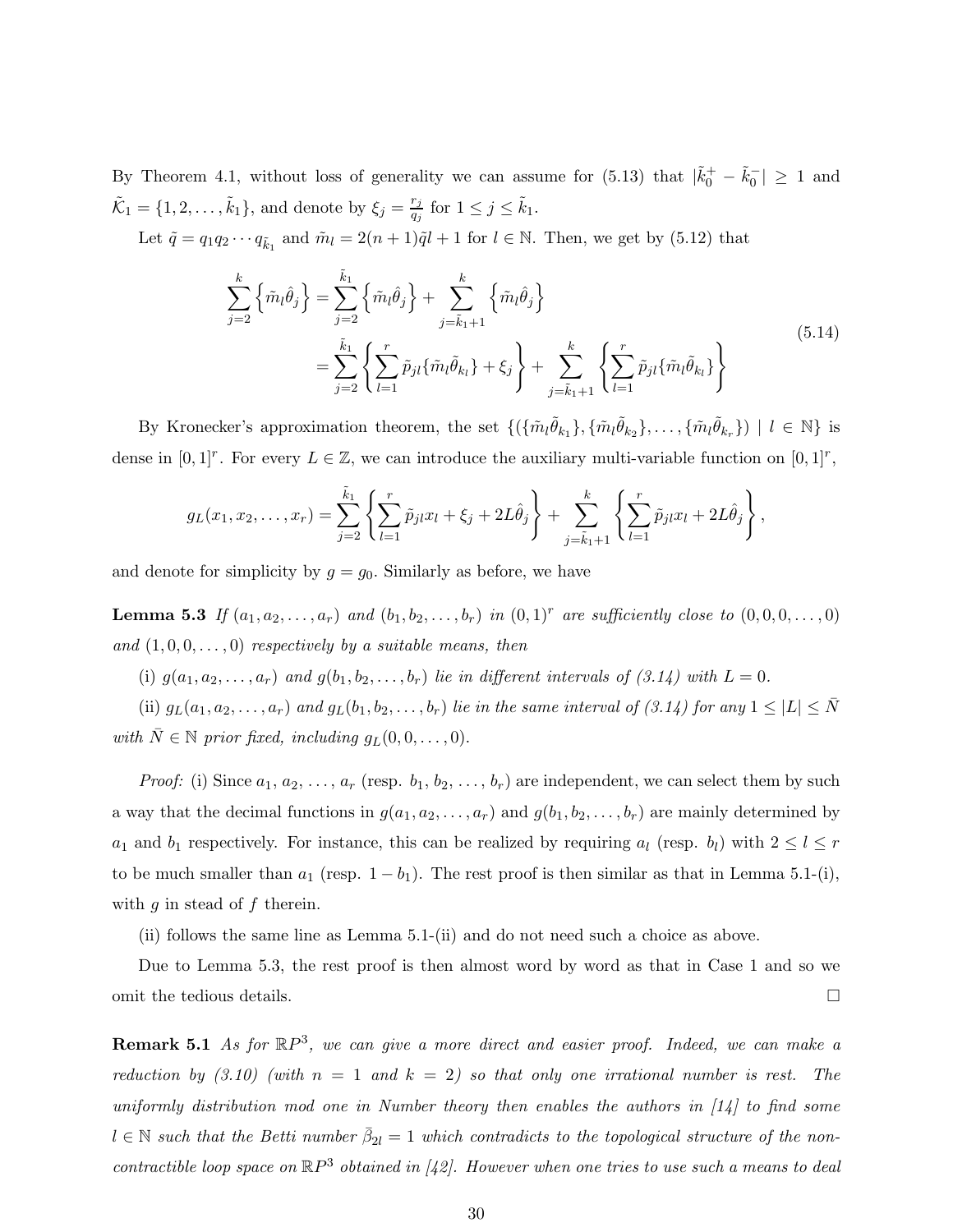By Theorem 4.1, without loss of generality we can assume for (5.13) that $|\tilde{k}_0^+ - \tilde{k}_0^-| \geq 1$ and $\tilde{\mathcal{K}}_1 = \{1, 2, \ldots, \tilde{k}_1\}$, and denote by $\xi_j = \frac{r_j}{q_j}$ for $1 \leq j \leq \tilde{k}_1$.

Let $\tilde{q} = q_1 q_2 \cdots q_{\tilde{k}_1}$ and $\tilde{m}_l = 2(n+1)\tilde{q}l + 1$ for $l \in \mathbb{N}$. Then, we get by (5.12) that

$$
\begin{aligned}
\sum_{j=2}^{k} \left\{ \tilde{m}_l \hat{\theta}_j \right\} &= \sum_{j=2}^{\tilde{k}_1} \left\{ \tilde{m}_l \hat{\theta}_j \right\} + \sum_{j=\tilde{k}_1+1}^{k} \left\{ \tilde{m}_l \hat{\theta}_j \right\} \\
&= \sum_{j=2}^{\tilde{k}_1} \left\{ \sum_{l=1}^{r} \tilde{p}_{jl} \{ \tilde{m}_l \tilde{\theta}_{k_l} \} + \xi_j \right\} + \sum_{j=\tilde{k}_1+1}^{k} \left\{ \sum_{l=1}^{r} \tilde{p}_{jl} \{ \tilde{m}_l \tilde{\theta}_{k_l} \} \right\}
\end{aligned}
\tag{5.14}
$$

By Kronecker's approximation theorem, the set $\{(\{\tilde{m}_l \tilde{\theta}_{k_1}\}, \{\tilde{m}_l \tilde{\theta}_{k_2}\}, \ldots, \{\tilde{m}_l \tilde{\theta}_{k_r}\}) \mid l \in \mathbb{N}\}$ is dense in $[0,1]^r$. For every $L \in \mathbb{Z}$, we can introduce the auxiliary multi-variable function on $[0,1]^r$,

$$
g_L(x_1, x_2, \ldots, x_r) = \sum_{j=2}^{\tilde{k}_1} \left\{ \sum_{l=1}^{r} \tilde{p}_{jl} x_l + \xi_j + 2L\hat{\theta}_j \right\} + \sum_{j=\tilde{k}_1+1}^{k} \left\{ \sum_{l=1}^{r} \tilde{p}_{jl} x_l + 2L\hat{\theta}_j \right\},
$$

and denote for simplicity by $g = g_0$. Similarly as before, we have

**Lemma 5.3** *If $(a_1, a_2, \ldots, a_r)$ and $(b_1, b_2, \ldots, b_r)$ in $(0,1)^r$ are sufficiently close to $(0, 0, 0, \ldots, 0)$ and $(1, 0, 0, \ldots, 0)$ respectively by a suitable means, then*

*(i) $g(a_1, a_2, \ldots, a_r)$ and $g(b_1, b_2, \ldots, b_r)$ lie in different intervals of (3.14) with $L = 0$.*

*(ii) $g_L(a_1, a_2, \ldots, a_r)$ and $g_L(b_1, b_2, \ldots, b_r)$ lie in the same interval of (3.14) for any $1 \leq |L| \leq \bar{N}$ with $\bar{N} \in \mathbb{N}$ prior fixed, including $g_L(0, 0, \ldots, 0)$.*

*Proof:* (i) Since $a_1, a_2, \ldots, a_r$ (resp. $b_1, b_2, \ldots, b_r$) are independent, we can select them by such a way that the decimal functions in $g(a_1, a_2, \ldots, a_r)$ and $g(b_1, b_2, \ldots, b_r)$ are mainly determined by $a_1$ and $b_1$ respectively. For instance, this can be realized by requiring $a_l$ (resp. $b_l$) with $2 \leq l \leq r$ to be much smaller than $a_1$ (resp. $1 - b_1$). The rest proof is then similar as that in Lemma 5.1-(i), with $g$ in stead of $f$ therein.

(ii) follows the same line as Lemma 5.1-(ii) and do not need such a choice as above.

Due to Lemma 5.3, the rest proof is then almost word by word as that in Case 1 and so we omit the tedious details. $\square$

**Remark 5.1** *As for $\mathbb{R}P^3$, we can give a more direct and easier proof. Indeed, we can make a reduction by (3.10) (with $n = 1$ and $k = 2$) so that only one irrational number is rest. The uniformly distribution mod one in Number theory then enables the authors in [14] to find some $l \in \mathbb{N}$ such that the Betti number $\bar{\beta}_{2l} = 1$ which contradicts to the topological structure of the non-contractible loop space on $\mathbb{R}P^3$ obtained in [42]. However when one tries to use such a means to deal*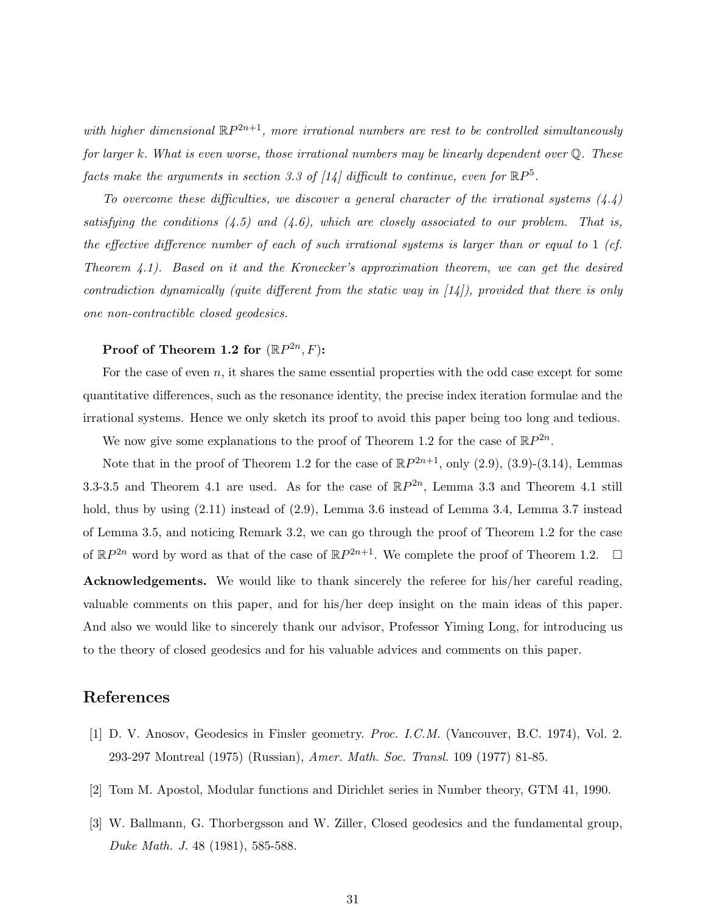*with higher dimensional $\mathbb{R}P^{2n+1}$, more irrational numbers are rest to be controlled simultaneously for larger $k$. What is even worse, those irrational numbers may be linearly dependent over $\mathbb{Q}$. These facts make the arguments in section 3.3 of [14] difficult to continue, even for $\mathbb{R}P^5$.*

*To overcome these difficulties, we discover a general character of the irrational systems (4.4) satisfying the conditions (4.5) and (4.6), which are closely associated to our problem. That is, the effective difference number of each of such irrational systems is larger than or equal to 1 (cf. Theorem 4.1). Based on it and the Kronecker's approximation theorem, we can get the desired contradiction dynamically (quite different from the static way in [14]), provided that there is only one non-contractible closed geodesics.*

**Proof of Theorem 1.2 for $(\mathbb{R}P^{2n}, F)$:**

For the case of even $n$, it shares the same essential properties with the odd case except for some quantitative differences, such as the resonance identity, the precise index iteration formulae and the irrational systems. Hence we only sketch its proof to avoid this paper being too long and tedious.

We now give some explanations to the proof of Theorem 1.2 for the case of $\mathbb{R}P^{2n}$.

Note that in the proof of Theorem 1.2 for the case of $\mathbb{R}P^{2n+1}$, only (2.9), (3.9)-(3.14), Lemmas 3.3-3.5 and Theorem 4.1 are used. As for the case of $\mathbb{R}P^{2n}$, Lemma 3.3 and Theorem 4.1 still hold, thus by using (2.11) instead of (2.9), Lemma 3.6 instead of Lemma 3.4, Lemma 3.7 instead of Lemma 3.5, and noticing Remark 3.2, we can go through the proof of Theorem 1.2 for the case of $\mathbb{R}P^{2n}$ word by word as that of the case of $\mathbb{R}P^{2n+1}$. We complete the proof of Theorem 1.2. $\square$

**Acknowledgements.** We would like to thank sincerely the referee for his/her careful reading, valuable comments on this paper, and for his/her deep insight on the main ideas of this paper. And also we would like to sincerely thank our advisor, Professor Yiming Long, for introducing us to the theory of closed geodesics and for his valuable advices and comments on this paper.

## References

[1] D. V. Anosov, Geodesics in Finsler geometry. *Proc. I.C.M.* (Vancouver, B.C. 1974), Vol. 2. 293-297 Montreal (1975) (Russian), *Amer. Math. Soc. Transl.* 109 (1977) 81-85.

[2] Tom M. Apostol, Modular functions and Dirichlet series in Number theory, GTM 41, 1990.

[3] W. Ballmann, G. Thorbergsson and W. Ziller, Closed geodesics and the fundamental group, *Duke Math. J.* 48 (1981), 585-588.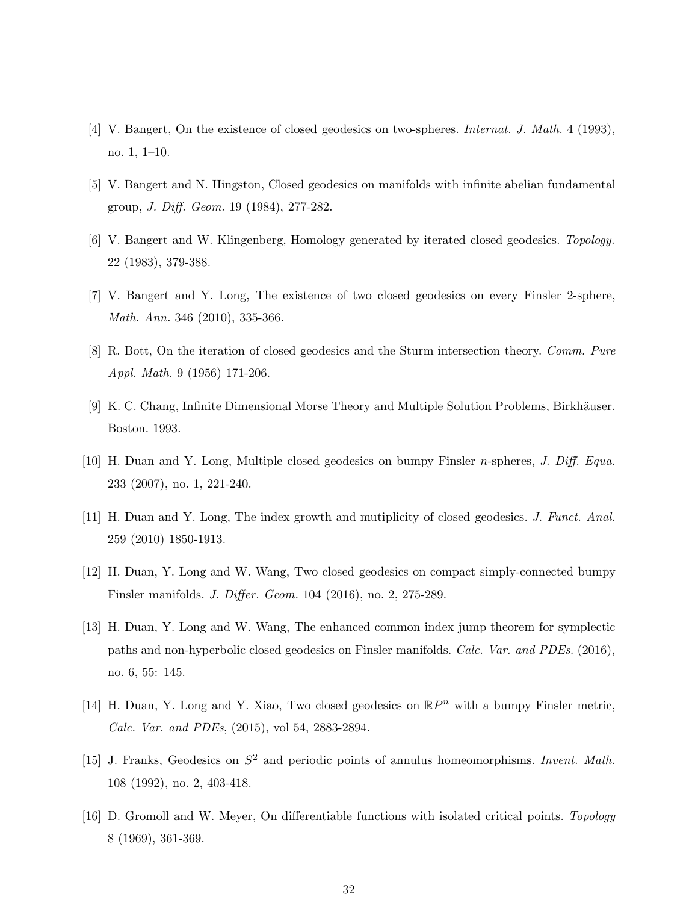[4] V. Bangert, On the existence of closed geodesics on two-spheres. *Internat. J. Math.* 4 (1993), no. 1, 1–10.

[5] V. Bangert and N. Hingston, Closed geodesics on manifolds with infinite abelian fundamental group, *J. Diff. Geom.* 19 (1984), 277-282.

[6] V. Bangert and W. Klingenberg, Homology generated by iterated closed geodesics. *Topology.* 22 (1983), 379-388.

[7] V. Bangert and Y. Long, The existence of two closed geodesics on every Finsler 2-sphere, *Math. Ann.* 346 (2010), 335-366.

[8] R. Bott, On the iteration of closed geodesics and the Sturm intersection theory. *Comm. Pure Appl. Math.* 9 (1956) 171-206.

[9] K. C. Chang, Infinite Dimensional Morse Theory and Multiple Solution Problems, Birkhäuser. Boston. 1993.

[10] H. Duan and Y. Long, Multiple closed geodesics on bumpy Finsler $n$-spheres, *J. Diff. Equa.* 233 (2007), no. 1, 221-240.

[11] H. Duan and Y. Long, The index growth and mutiplicity of closed geodesics. *J. Funct. Anal.* 259 (2010) 1850-1913.

[12] H. Duan, Y. Long and W. Wang, Two closed geodesics on compact simply-connected bumpy Finsler manifolds. *J. Differ. Geom.* 104 (2016), no. 2, 275-289.

[13] H. Duan, Y. Long and W. Wang, The enhanced common index jump theorem for symplectic paths and non-hyperbolic closed geodesics on Finsler manifolds. *Calc. Var. and PDEs.* (2016), no. 6, 55: 145.

[14] H. Duan, Y. Long and Y. Xiao, Two closed geodesics on $\mathbb{R}P^n$ with a bumpy Finsler metric, *Calc. Var. and PDEs*, (2015), vol 54, 2883-2894.

[15] J. Franks, Geodesics on $S^2$ and periodic points of annulus homeomorphisms. *Invent. Math.* 108 (1992), no. 2, 403-418.

[16] D. Gromoll and W. Meyer, On differentiable functions with isolated critical points. *Topology* 8 (1969), 361-369.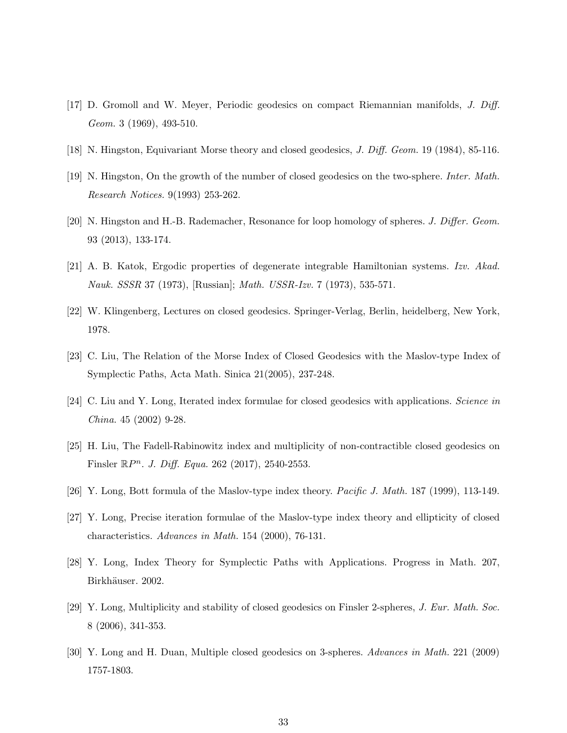[17] D. Gromoll and W. Meyer, Periodic geodesics on compact Riemannian manifolds, *J. Diff. Geom.* 3 (1969), 493-510.

[18] N. Hingston, Equivariant Morse theory and closed geodesics, *J. Diff. Geom.* 19 (1984), 85-116.

[19] N. Hingston, On the growth of the number of closed geodesics on the two-sphere. *Inter. Math. Research Notices.* 9(1993) 253-262.

[20] N. Hingston and H.-B. Rademacher, Resonance for loop homology of spheres. *J. Differ. Geom.* 93 (2013), 133-174.

[21] A. B. Katok, Ergodic properties of degenerate integrable Hamiltonian systems. *Izv. Akad. Nauk. SSSR* 37 (1973), [Russian]; *Math. USSR-Izv.* 7 (1973), 535-571.

[22] W. Klingenberg, Lectures on closed geodesics. Springer-Verlag, Berlin, heidelberg, New York, 1978.

[23] C. Liu, The Relation of the Morse Index of Closed Geodesics with the Maslov-type Index of Symplectic Paths, Acta Math. Sinica 21(2005), 237-248.

[24] C. Liu and Y. Long, Iterated index formulae for closed geodesics with applications. *Science in China.* 45 (2002) 9-28.

[25] H. Liu, The Fadell-Rabinowitz index and multiplicity of non-contractible closed geodesics on Finsler $\mathbb{R}P^n$. *J. Diff. Equa.* 262 (2017), 2540-2553.

[26] Y. Long, Bott formula of the Maslov-type index theory. *Pacific J. Math.* 187 (1999), 113-149.

[27] Y. Long, Precise iteration formulae of the Maslov-type index theory and ellipticity of closed characteristics. *Advances in Math.* 154 (2000), 76-131.

[28] Y. Long, Index Theory for Symplectic Paths with Applications. Progress in Math. 207, Birkhäuser. 2002.

[29] Y. Long, Multiplicity and stability of closed geodesics on Finsler 2-spheres, *J. Eur. Math. Soc.* 8 (2006), 341-353.

[30] Y. Long and H. Duan, Multiple closed geodesics on 3-spheres. *Advances in Math.* 221 (2009) 1757-1803.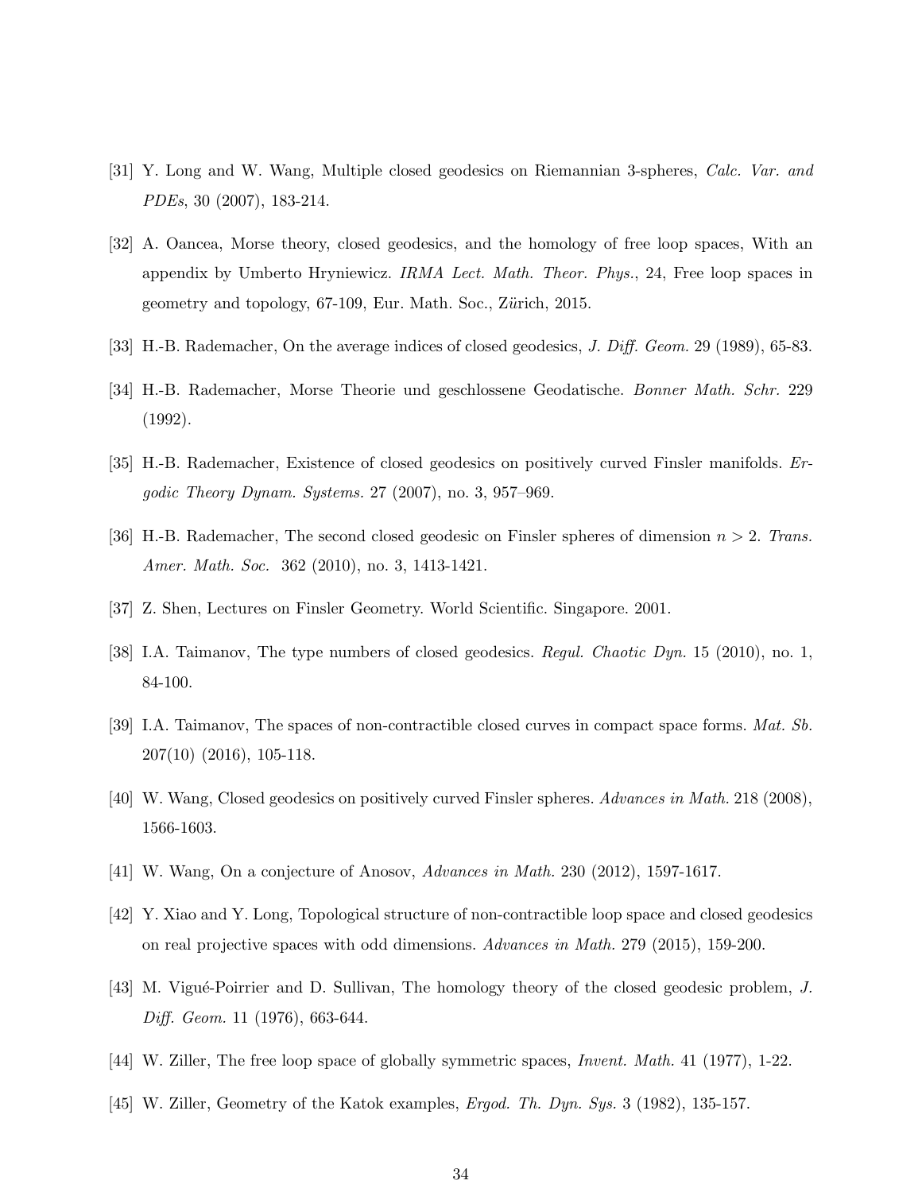[31] Y. Long and W. Wang, Multiple closed geodesics on Riemannian 3-spheres, *Calc. Var. and PDEs*, 30 (2007), 183-214.

[32] A. Oancea, Morse theory, closed geodesics, and the homology of free loop spaces, With an appendix by Umberto Hryniewicz. *IRMA Lect. Math. Theor. Phys.*, 24, Free loop spaces in geometry and topology, 67-109, Eur. Math. Soc., Zürich, 2015.

[33] H.-B. Rademacher, On the average indices of closed geodesics, *J. Diff. Geom.* 29 (1989), 65-83.

[34] H.-B. Rademacher, Morse Theorie und geschlossene Geodatische. *Bonner Math. Schr.* 229 (1992).

[35] H.-B. Rademacher, Existence of closed geodesics on positively curved Finsler manifolds. *Ergodic Theory Dynam. Systems.* 27 (2007), no. 3, 957–969.

[36] H.-B. Rademacher, The second closed geodesic on Finsler spheres of dimension $n > 2$. *Trans. Amer. Math. Soc.* 362 (2010), no. 3, 1413-1421.

[37] Z. Shen, Lectures on Finsler Geometry. World Scientific. Singapore. 2001.

[38] I.A. Taimanov, The type numbers of closed geodesics. *Regul. Chaotic Dyn.* 15 (2010), no. 1, 84-100.

[39] I.A. Taimanov, The spaces of non-contractible closed curves in compact space forms. *Mat. Sb.* 207(10) (2016), 105-118.

[40] W. Wang, Closed geodesics on positively curved Finsler spheres. *Advances in Math.* 218 (2008), 1566-1603.

[41] W. Wang, On a conjecture of Anosov, *Advances in Math.* 230 (2012), 1597-1617.

[42] Y. Xiao and Y. Long, Topological structure of non-contractible loop space and closed geodesics on real projective spaces with odd dimensions. *Advances in Math.* 279 (2015), 159-200.

[43] M. Vigué-Poirrier and D. Sullivan, The homology theory of the closed geodesic problem, *J. Diff. Geom.* 11 (1976), 663-644.

[44] W. Ziller, The free loop space of globally symmetric spaces, *Invent. Math.* 41 (1977), 1-22.

[45] W. Ziller, Geometry of the Katok examples, *Ergod. Th. Dyn. Sys.* 3 (1982), 135-157.